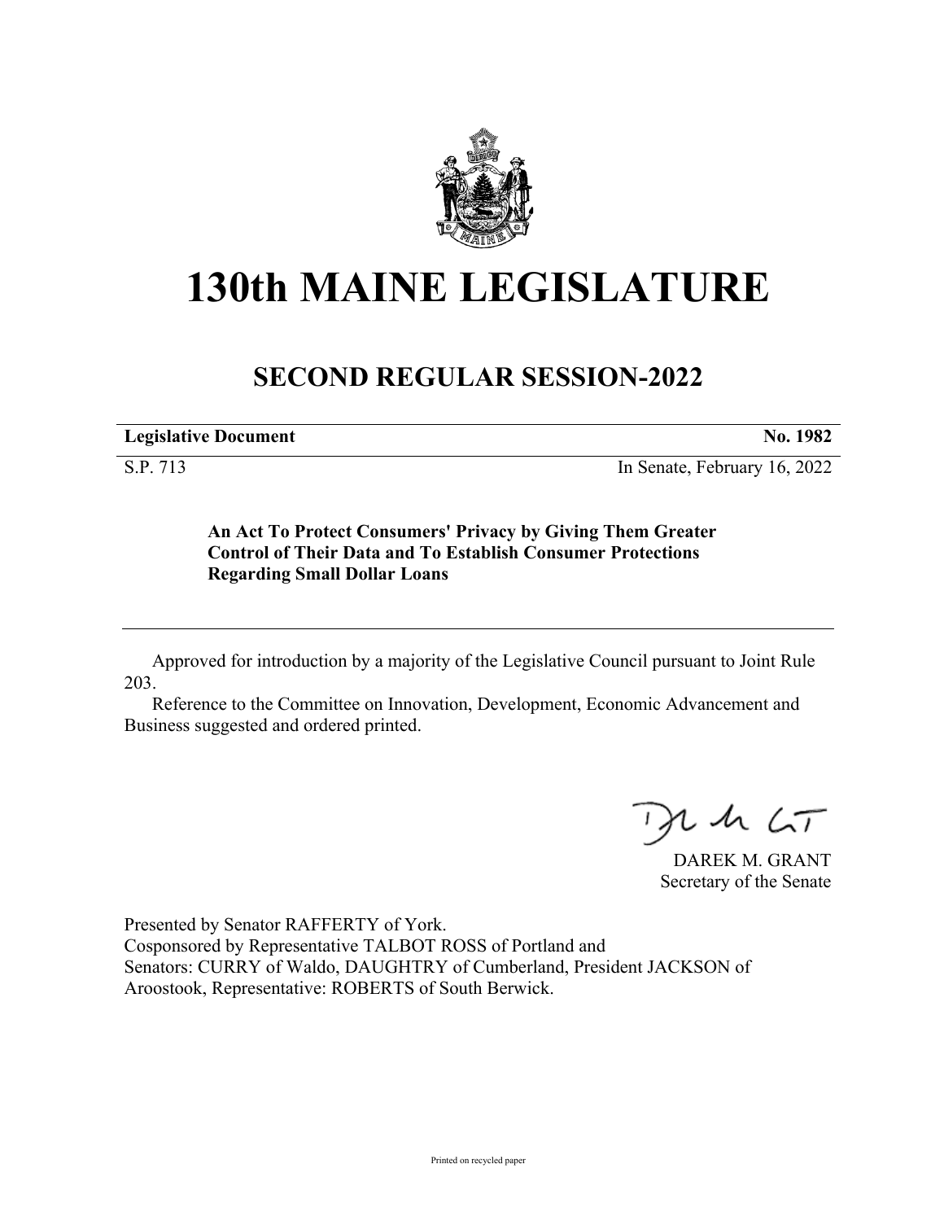# 130th MAINE LEGISLATURE

## SECOND REGULAR SESSION-2022

| **Legislative Document** | **No. 1982** |
|---|---|
| S.P. 713 | In Senate, February 16, 2022 |

**An Act To Protect Consumers' Privacy by Giving Them Greater Control of Their Data and To Establish Consumer Protections Regarding Small Dollar Loans**

---

Approved for introduction by a majority of the Legislative Council pursuant to Joint Rule 203.

Reference to the Committee on Innovation, Development, Economic Advancement and Business suggested and ordered printed.

DAREK M. GRANT
Secretary of the Senate

Presented by Senator RAFFERTY of York.
Cosponsored by Representative TALBOT ROSS of Portland and
Senators: CURRY of Waldo, DAUGHTRY of Cumberland, President JACKSON of Aroostook, Representative: ROBERTS of South Berwick.

Printed on recycled paper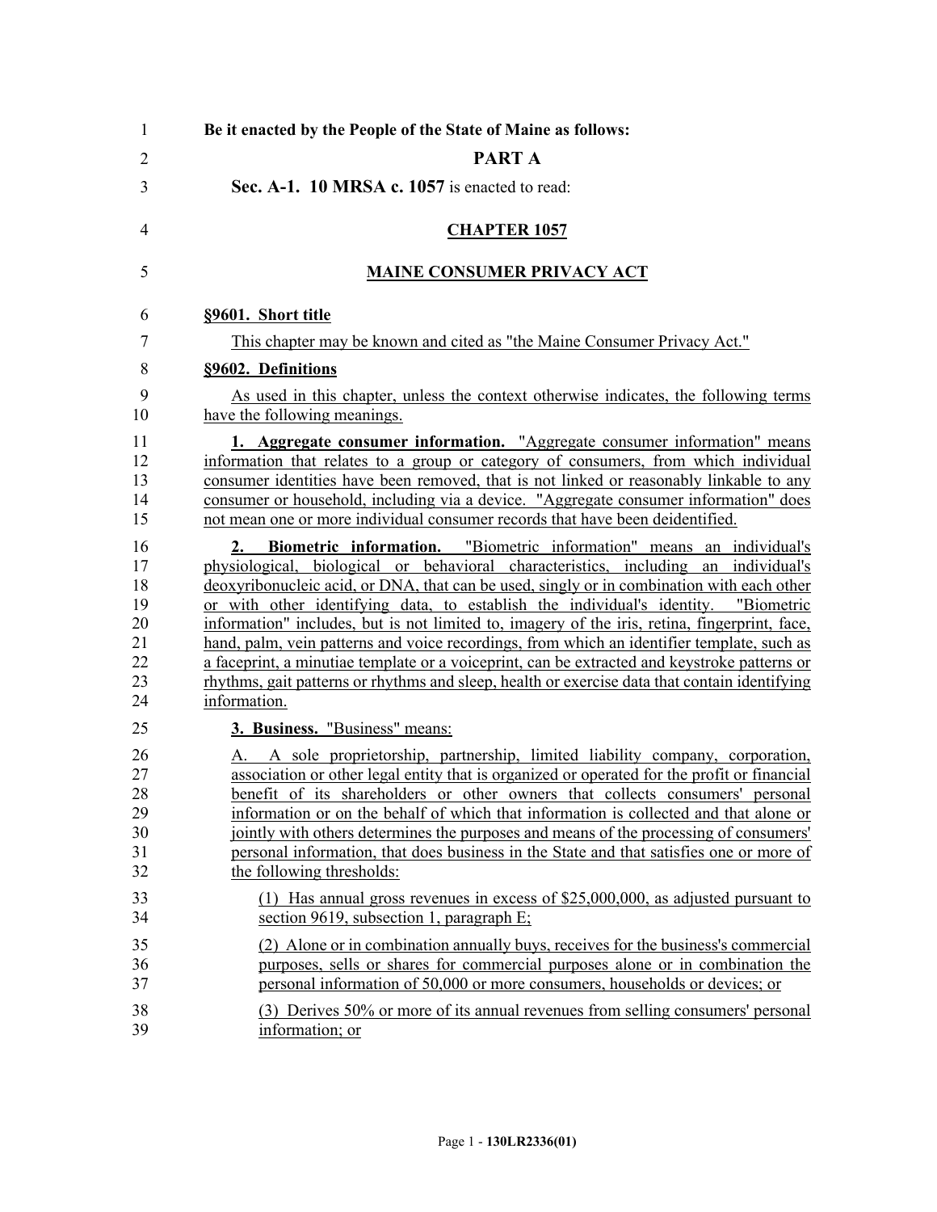**Be it enacted by the People of the State of Maine as follows:**

## PART A

**Sec. A-1. 10 MRSA c. 1057** is enacted to read:

## CHAPTER 1057

## MAINE CONSUMER PRIVACY ACT

### §9601. Short title

This chapter may be known and cited as "the Maine Consumer Privacy Act."

### §9602. Definitions

As used in this chapter, unless the context otherwise indicates, the following terms have the following meanings.

**1. Aggregate consumer information.** "Aggregate consumer information" means information that relates to a group or category of consumers, from which individual consumer identities have been removed, that is not linked or reasonably linkable to any consumer or household, including via a device. "Aggregate consumer information" does not mean one or more individual consumer records that have been deidentified.

**2. Biometric information.** "Biometric information" means an individual's physiological, biological or behavioral characteristics, including an individual's deoxyribonucleic acid, or DNA, that can be used, singly or in combination with each other or with other identifying data, to establish the individual's identity. "Biometric information" includes, but is not limited to, imagery of the iris, retina, fingerprint, face, hand, palm, vein patterns and voice recordings, from which an identifier template, such as a faceprint, a minutiae template or a voiceprint, can be extracted and keystroke patterns or rhythms, gait patterns or rhythms and sleep, health or exercise data that contain identifying information.

**3. Business.** "Business" means:

A. A sole proprietorship, partnership, limited liability company, corporation, association or other legal entity that is organized or operated for the profit or financial benefit of its shareholders or other owners that collects consumers' personal information or on the behalf of which that information is collected and that alone or jointly with others determines the purposes and means of the processing of consumers' personal information, that does business in the State and that satisfies one or more of the following thresholds:

(1) Has annual gross revenues in excess of $25,000,000, as adjusted pursuant to section 9619, subsection 1, paragraph E;

(2) Alone or in combination annually buys, receives for the business's commercial purposes, sells or shares for commercial purposes alone or in combination the personal information of 50,000 or more consumers, households or devices; or

(3) Derives 50% or more of its annual revenues from selling consumers' personal information; or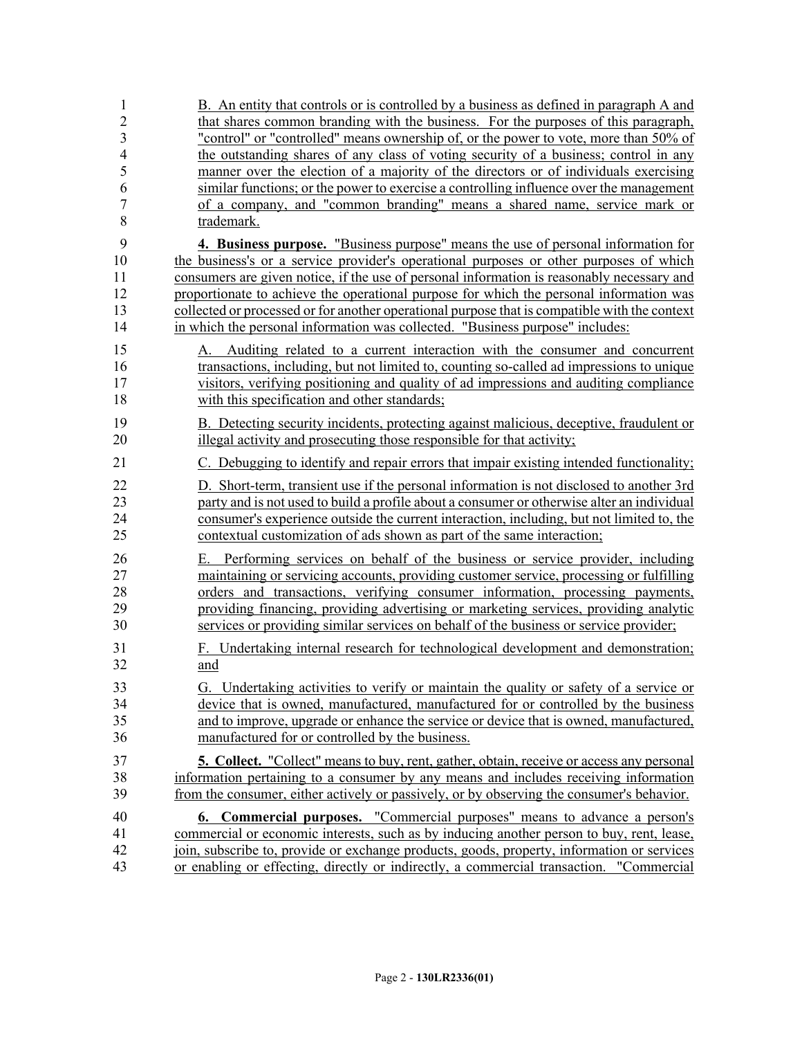B. An entity that controls or is controlled by a business as defined in paragraph A and that shares common branding with the business. For the purposes of this paragraph, "control" or "controlled" means ownership of, or the power to vote, more than 50% of the outstanding shares of any class of voting security of a business; control in any manner over the election of a majority of the directors or of individuals exercising similar functions; or the power to exercise a controlling influence over the management of a company, and "common branding" means a shared name, service mark or trademark.

**4. Business purpose.** "Business purpose" means the use of personal information for the business's or a service provider's operational purposes or other purposes of which consumers are given notice, if the use of personal information is reasonably necessary and proportionate to achieve the operational purpose for which the personal information was collected or processed or for another operational purpose that is compatible with the context in which the personal information was collected. "Business purpose" includes:

A. Auditing related to a current interaction with the consumer and concurrent transactions, including, but not limited to, counting so-called ad impressions to unique visitors, verifying positioning and quality of ad impressions and auditing compliance with this specification and other standards;

B. Detecting security incidents, protecting against malicious, deceptive, fraudulent or illegal activity and prosecuting those responsible for that activity;

C. Debugging to identify and repair errors that impair existing intended functionality;

D. Short-term, transient use if the personal information is not disclosed to another 3rd party and is not used to build a profile about a consumer or otherwise alter an individual consumer's experience outside the current interaction, including, but not limited to, the contextual customization of ads shown as part of the same interaction;

E. Performing services on behalf of the business or service provider, including maintaining or servicing accounts, providing customer service, processing or fulfilling orders and transactions, verifying consumer information, processing payments, providing financing, providing advertising or marketing services, providing analytic services or providing similar services on behalf of the business or service provider;

F. Undertaking internal research for technological development and demonstration; and

G. Undertaking activities to verify or maintain the quality or safety of a service or device that is owned, manufactured, manufactured for or controlled by the business and to improve, upgrade or enhance the service or device that is owned, manufactured, manufactured for or controlled by the business.

**5. Collect.** "Collect" means to buy, rent, gather, obtain, receive or access any personal information pertaining to a consumer by any means and includes receiving information from the consumer, either actively or passively, or by observing the consumer's behavior.

**6. Commercial purposes.** "Commercial purposes" means to advance a person's commercial or economic interests, such as by inducing another person to buy, rent, lease, join, subscribe to, provide or exchange products, goods, property, information or services or enabling or effecting, directly or indirectly, a commercial transaction. "Commercial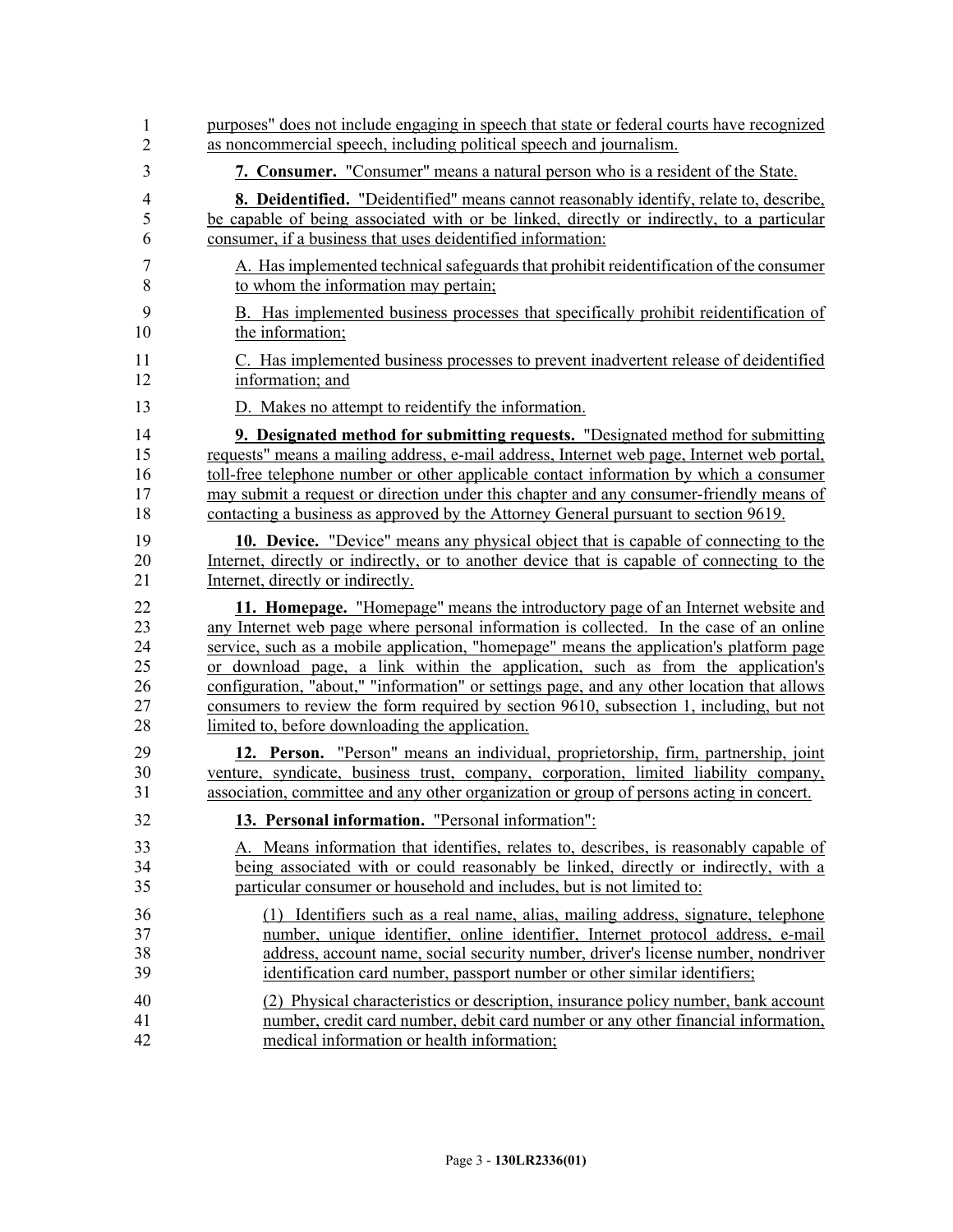purposes" does not include engaging in speech that state or federal courts have recognized as noncommercial speech, including political speech and journalism.

**7. Consumer.** "Consumer" means a natural person who is a resident of the State.

**8. Deidentified.** "Deidentified" means cannot reasonably identify, relate to, describe, be capable of being associated with or be linked, directly or indirectly, to a particular consumer, if a business that uses deidentified information:

A. Has implemented technical safeguards that prohibit reidentification of the consumer to whom the information may pertain;

B. Has implemented business processes that specifically prohibit reidentification of the information;

C. Has implemented business processes to prevent inadvertent release of deidentified information; and

D. Makes no attempt to reidentify the information.

**9. Designated method for submitting requests.** "Designated method for submitting requests" means a mailing address, e-mail address, Internet web page, Internet web portal, toll-free telephone number or other applicable contact information by which a consumer may submit a request or direction under this chapter and any consumer-friendly means of contacting a business as approved by the Attorney General pursuant to section 9619.

**10. Device.** "Device" means any physical object that is capable of connecting to the Internet, directly or indirectly, or to another device that is capable of connecting to the Internet, directly or indirectly.

**11. Homepage.** "Homepage" means the introductory page of an Internet website and any Internet web page where personal information is collected. In the case of an online service, such as a mobile application, "homepage" means the application's platform page or download page, a link within the application, such as from the application's configuration, "about," "information" or settings page, and any other location that allows consumers to review the form required by section 9610, subsection 1, including, but not limited to, before downloading the application.

**12. Person.** "Person" means an individual, proprietorship, firm, partnership, joint venture, syndicate, business trust, company, corporation, limited liability company, association, committee and any other organization or group of persons acting in concert.

**13. Personal information.** "Personal information":

A. Means information that identifies, relates to, describes, is reasonably capable of being associated with or could reasonably be linked, directly or indirectly, with a particular consumer or household and includes, but is not limited to:

(1) Identifiers such as a real name, alias, mailing address, signature, telephone number, unique identifier, online identifier, Internet protocol address, e-mail address, account name, social security number, driver's license number, nondriver identification card number, passport number or other similar identifiers;

(2) Physical characteristics or description, insurance policy number, bank account number, credit card number, debit card number or any other financial information, medical information or health information;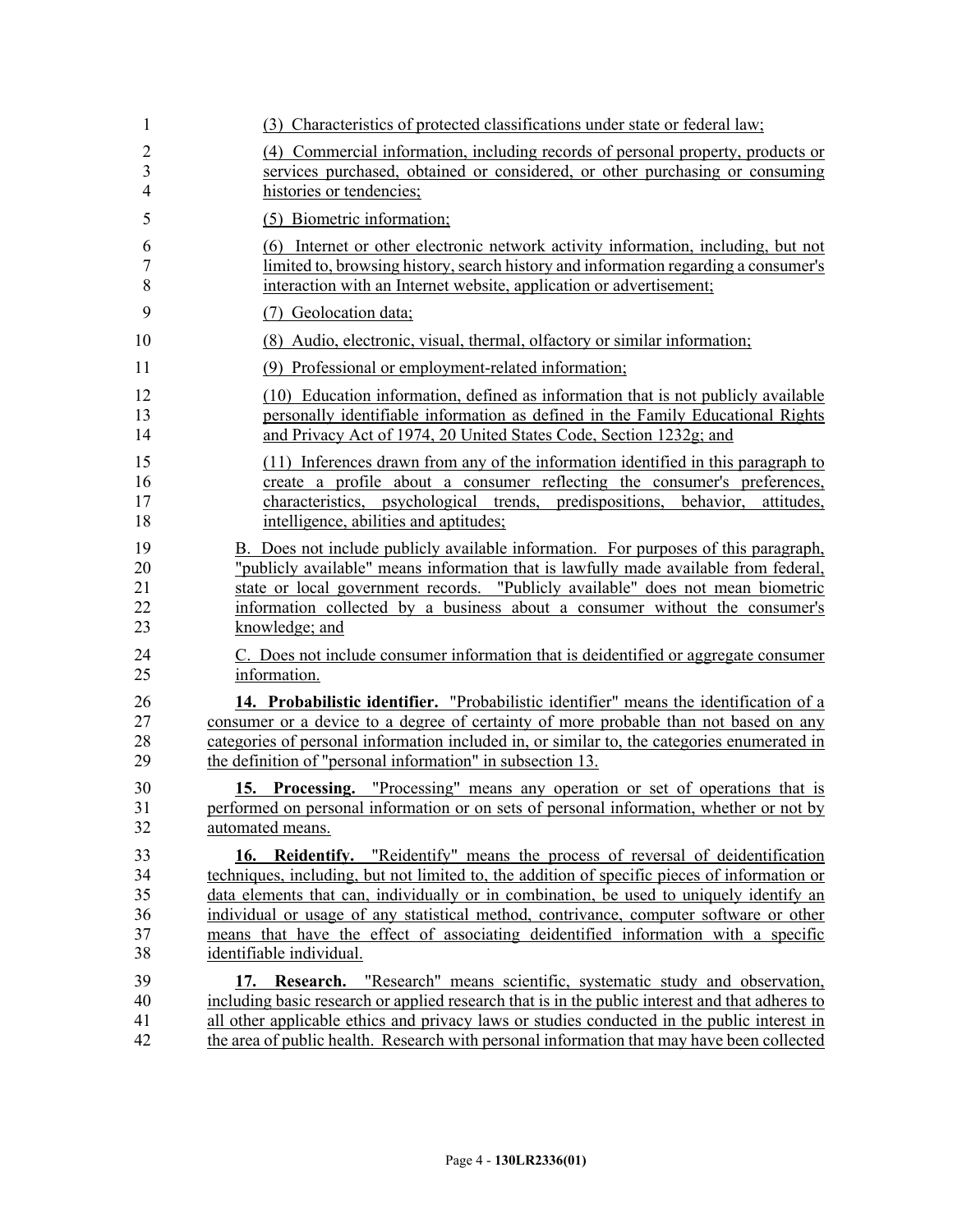(3) Characteristics of protected classifications under state or federal law;

(4) Commercial information, including records of personal property, products or services purchased, obtained or considered, or other purchasing or consuming histories or tendencies;

(5) Biometric information;

(6) Internet or other electronic network activity information, including, but not limited to, browsing history, search history and information regarding a consumer's interaction with an Internet website, application or advertisement;

(7) Geolocation data;

(8) Audio, electronic, visual, thermal, olfactory or similar information;

(9) Professional or employment-related information;

(10) Education information, defined as information that is not publicly available personally identifiable information as defined in the Family Educational Rights and Privacy Act of 1974, 20 United States Code, Section 1232g; and

(11) Inferences drawn from any of the information identified in this paragraph to create a profile about a consumer reflecting the consumer's preferences, characteristics, psychological trends, predispositions, behavior, attitudes, intelligence, abilities and aptitudes;

B. Does not include publicly available information. For purposes of this paragraph, "publicly available" means information that is lawfully made available from federal, state or local government records. "Publicly available" does not mean biometric information collected by a business about a consumer without the consumer's knowledge; and

C. Does not include consumer information that is deidentified or aggregate consumer information.

**14. Probabilistic identifier.** "Probabilistic identifier" means the identification of a consumer or a device to a degree of certainty of more probable than not based on any categories of personal information included in, or similar to, the categories enumerated in the definition of "personal information" in subsection 13.

**15. Processing.** "Processing" means any operation or set of operations that is performed on personal information or on sets of personal information, whether or not by automated means.

**16. Reidentify.** "Reidentify" means the process of reversal of deidentification techniques, including, but not limited to, the addition of specific pieces of information or data elements that can, individually or in combination, be used to uniquely identify an individual or usage of any statistical method, contrivance, computer software or other means that have the effect of associating deidentified information with a specific identifiable individual.

**17. Research.** "Research" means scientific, systematic study and observation, including basic research or applied research that is in the public interest and that adheres to all other applicable ethics and privacy laws or studies conducted in the public interest in the area of public health. Research with personal information that may have been collected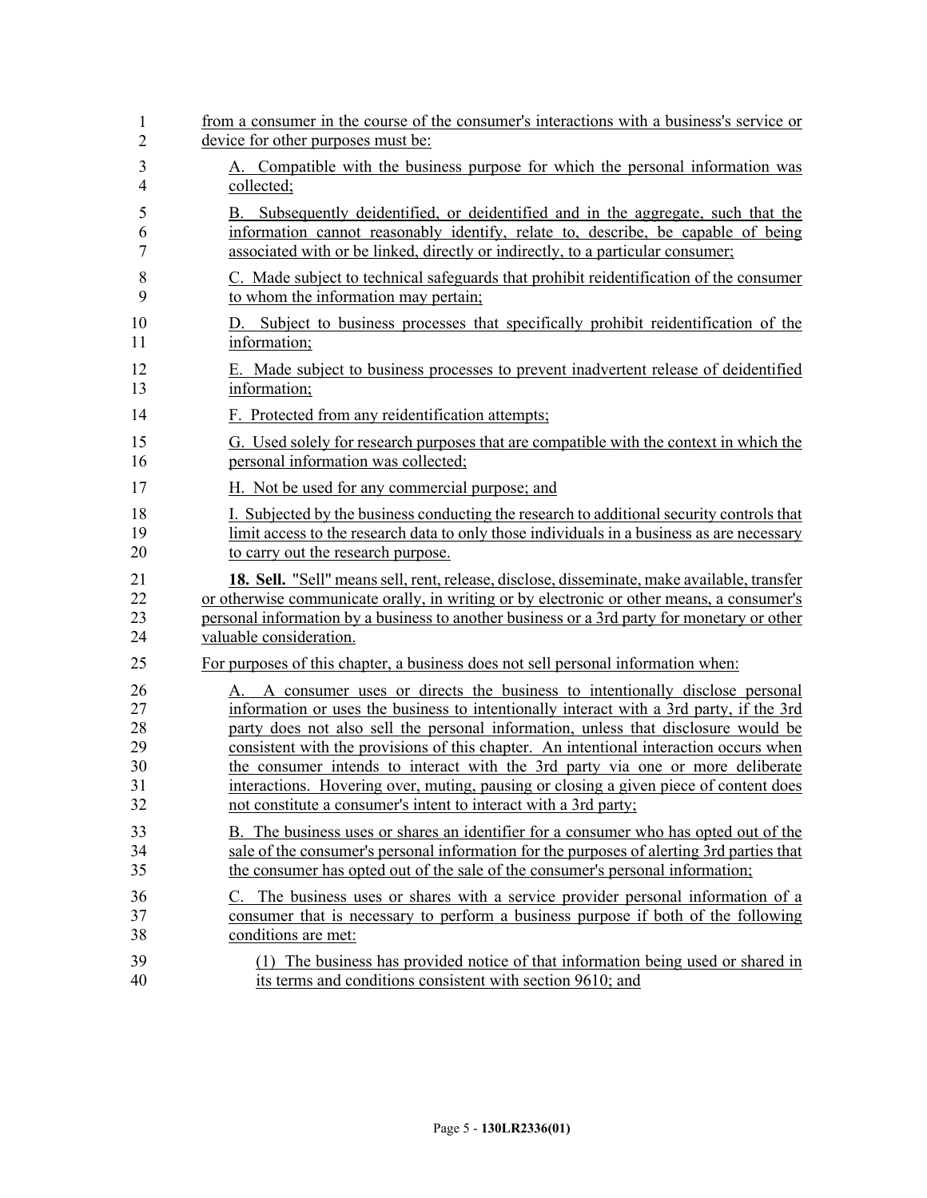from a consumer in the course of the consumer's interactions with a business's service or device for other purposes must be:

A. Compatible with the business purpose for which the personal information was collected;

B. Subsequently deidentified, or deidentified and in the aggregate, such that the information cannot reasonably identify, relate to, describe, be capable of being associated with or be linked, directly or indirectly, to a particular consumer;

C. Made subject to technical safeguards that prohibit reidentification of the consumer to whom the information may pertain;

D. Subject to business processes that specifically prohibit reidentification of the information;

E. Made subject to business processes to prevent inadvertent release of deidentified information;

F. Protected from any reidentification attempts;

G. Used solely for research purposes that are compatible with the context in which the personal information was collected;

H. Not be used for any commercial purpose; and

I. Subjected by the business conducting the research to additional security controls that limit access to the research data to only those individuals in a business as are necessary to carry out the research purpose.

**18. Sell.** "Sell" means sell, rent, release, disclose, disseminate, make available, transfer or otherwise communicate orally, in writing or by electronic or other means, a consumer's personal information by a business to another business or a 3rd party for monetary or other valuable consideration.

For purposes of this chapter, a business does not sell personal information when:

A. A consumer uses or directs the business to intentionally disclose personal information or uses the business to intentionally interact with a 3rd party, if the 3rd party does not also sell the personal information, unless that disclosure would be consistent with the provisions of this chapter. An intentional interaction occurs when the consumer intends to interact with the 3rd party via one or more deliberate interactions. Hovering over, muting, pausing or closing a given piece of content does not constitute a consumer's intent to interact with a 3rd party;

B. The business uses or shares an identifier for a consumer who has opted out of the sale of the consumer's personal information for the purposes of alerting 3rd parties that the consumer has opted out of the sale of the consumer's personal information;

C. The business uses or shares with a service provider personal information of a consumer that is necessary to perform a business purpose if both of the following conditions are met:

(1) The business has provided notice of that information being used or shared in its terms and conditions consistent with section 9610; and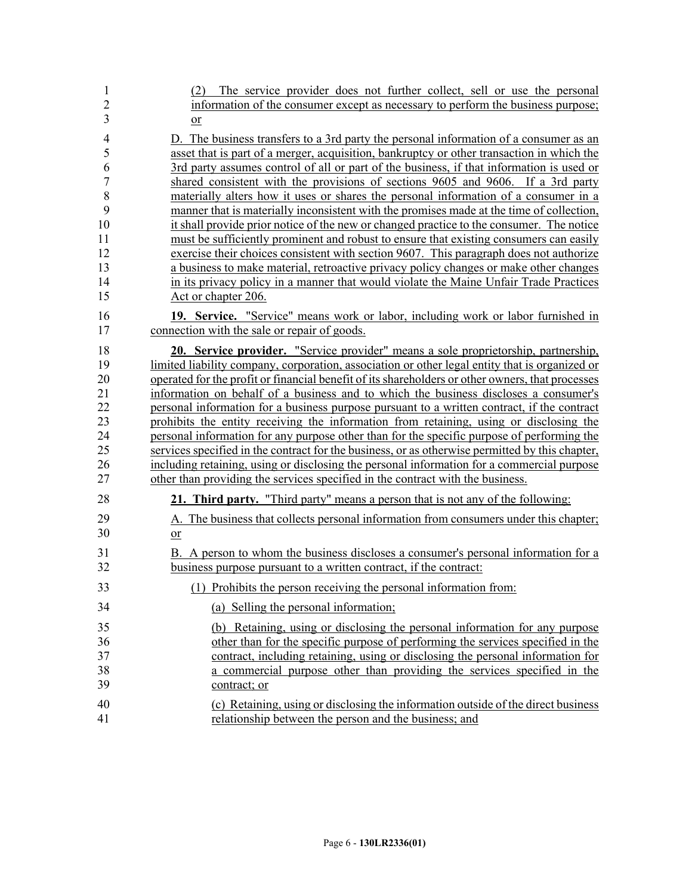(2) The service provider does not further collect, sell or use the personal information of the consumer except as necessary to perform the business purpose; or

D. The business transfers to a 3rd party the personal information of a consumer as an asset that is part of a merger, acquisition, bankruptcy or other transaction in which the 3rd party assumes control of all or part of the business, if that information is used or shared consistent with the provisions of sections 9605 and 9606. If a 3rd party materially alters how it uses or shares the personal information of a consumer in a manner that is materially inconsistent with the promises made at the time of collection, it shall provide prior notice of the new or changed practice to the consumer. The notice must be sufficiently prominent and robust to ensure that existing consumers can easily exercise their choices consistent with section 9607. This paragraph does not authorize a business to make material, retroactive privacy policy changes or make other changes in its privacy policy in a manner that would violate the Maine Unfair Trade Practices Act or chapter 206.

**19. Service.** "Service" means work or labor, including work or labor furnished in connection with the sale or repair of goods.

**20. Service provider.** "Service provider" means a sole proprietorship, partnership, limited liability company, corporation, association or other legal entity that is organized or operated for the profit or financial benefit of its shareholders or other owners, that processes information on behalf of a business and to which the business discloses a consumer's personal information for a business purpose pursuant to a written contract, if the contract prohibits the entity receiving the information from retaining, using or disclosing the personal information for any purpose other than for the specific purpose of performing the services specified in the contract for the business, or as otherwise permitted by this chapter, including retaining, using or disclosing the personal information for a commercial purpose other than providing the services specified in the contract with the business.

**21. Third party.** "Third party" means a person that is not any of the following:

A. The business that collects personal information from consumers under this chapter; or

B. A person to whom the business discloses a consumer's personal information for a business purpose pursuant to a written contract, if the contract:

(1) Prohibits the person receiving the personal information from:

(a) Selling the personal information;

(b) Retaining, using or disclosing the personal information for any purpose other than for the specific purpose of performing the services specified in the contract, including retaining, using or disclosing the personal information for a commercial purpose other than providing the services specified in the contract; or

(c) Retaining, using or disclosing the information outside of the direct business relationship between the person and the business; and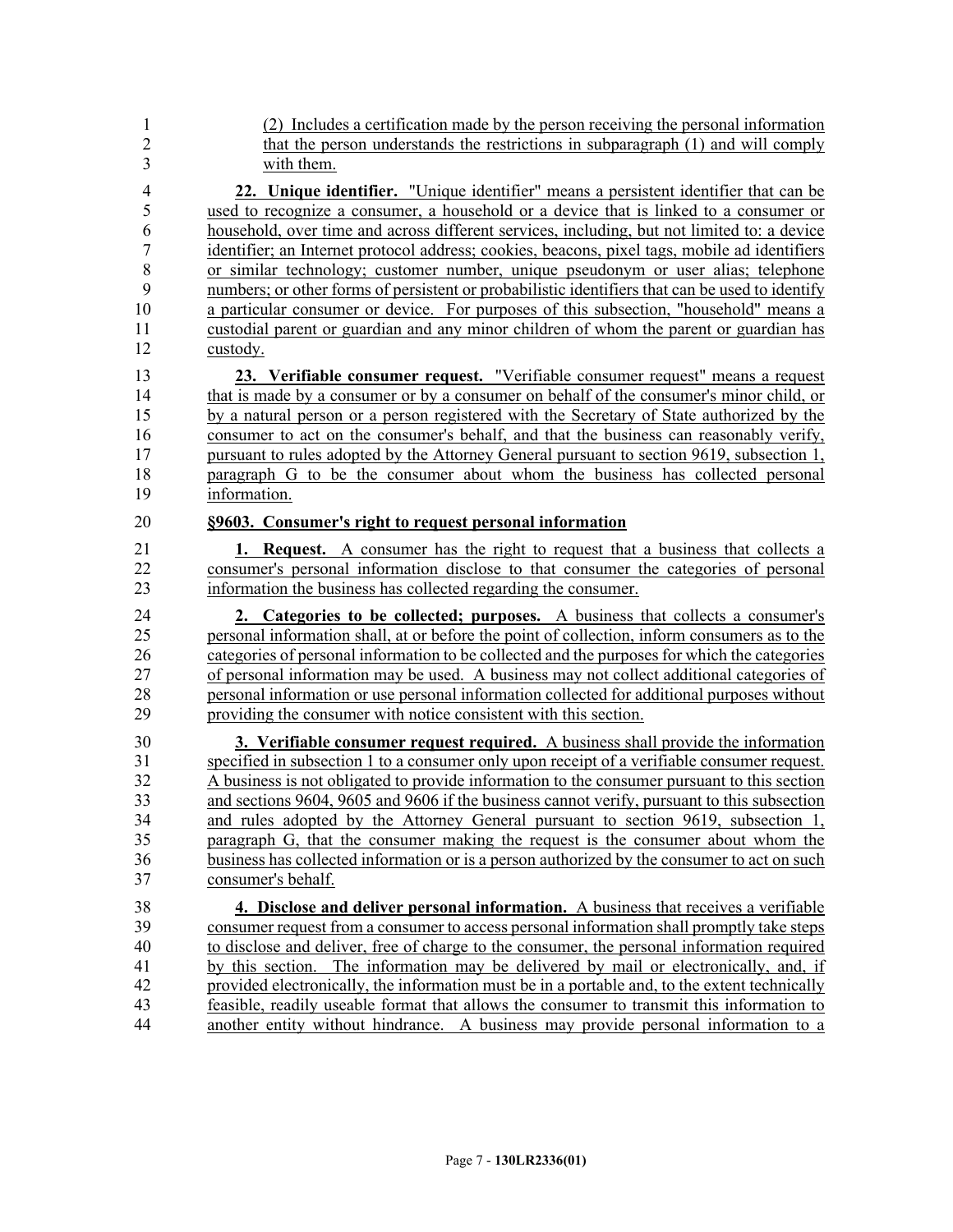(2) Includes a certification made by the person receiving the personal information that the person understands the restrictions in subparagraph (1) and will comply with them.

**22. Unique identifier.** "Unique identifier" means a persistent identifier that can be used to recognize a consumer, a household or a device that is linked to a consumer or household, over time and across different services, including, but not limited to: a device identifier; an Internet protocol address; cookies, beacons, pixel tags, mobile ad identifiers or similar technology; customer number, unique pseudonym or user alias; telephone numbers; or other forms of persistent or probabilistic identifiers that can be used to identify a particular consumer or device. For purposes of this subsection, "household" means a custodial parent or guardian and any minor children of whom the parent or guardian has custody.

**23. Verifiable consumer request.** "Verifiable consumer request" means a request that is made by a consumer or by a consumer on behalf of the consumer's minor child, or by a natural person or a person registered with the Secretary of State authorized by the consumer to act on the consumer's behalf, and that the business can reasonably verify, pursuant to rules adopted by the Attorney General pursuant to section 9619, subsection 1, paragraph G to be the consumer about whom the business has collected personal information.

**§9603. Consumer's right to request personal information**

**1. Request.** A consumer has the right to request that a business that collects a consumer's personal information disclose to that consumer the categories of personal information the business has collected regarding the consumer.

**2. Categories to be collected; purposes.** A business that collects a consumer's personal information shall, at or before the point of collection, inform consumers as to the categories of personal information to be collected and the purposes for which the categories of personal information may be used. A business may not collect additional categories of personal information or use personal information collected for additional purposes without providing the consumer with notice consistent with this section.

**3. Verifiable consumer request required.** A business shall provide the information specified in subsection 1 to a consumer only upon receipt of a verifiable consumer request. A business is not obligated to provide information to the consumer pursuant to this section and sections 9604, 9605 and 9606 if the business cannot verify, pursuant to this subsection and rules adopted by the Attorney General pursuant to section 9619, subsection 1, paragraph G, that the consumer making the request is the consumer about whom the business has collected information or is a person authorized by the consumer to act on such consumer's behalf.

**4. Disclose and deliver personal information.** A business that receives a verifiable consumer request from a consumer to access personal information shall promptly take steps to disclose and deliver, free of charge to the consumer, the personal information required by this section. The information may be delivered by mail or electronically, and, if provided electronically, the information must be in a portable and, to the extent technically feasible, readily useable format that allows the consumer to transmit this information to another entity without hindrance. A business may provide personal information to a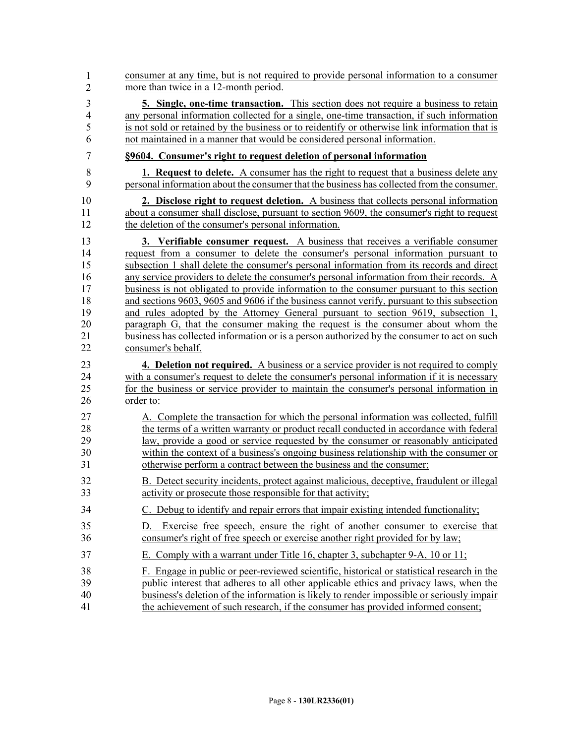consumer at any time, but is not required to provide personal information to a consumer more than twice in a 12-month period.

**5. Single, one-time transaction.** This section does not require a business to retain any personal information collected for a single, one-time transaction, if such information is not sold or retained by the business or to reidentify or otherwise link information that is not maintained in a manner that would be considered personal information.

**§9604. Consumer's right to request deletion of personal information**

**1. Request to delete.** A consumer has the right to request that a business delete any personal information about the consumer that the business has collected from the consumer.

**2. Disclose right to request deletion.** A business that collects personal information about a consumer shall disclose, pursuant to section 9609, the consumer's right to request the deletion of the consumer's personal information.

**3. Verifiable consumer request.** A business that receives a verifiable consumer request from a consumer to delete the consumer's personal information pursuant to subsection 1 shall delete the consumer's personal information from its records and direct any service providers to delete the consumer's personal information from their records. A business is not obligated to provide information to the consumer pursuant to this section and sections 9603, 9605 and 9606 if the business cannot verify, pursuant to this subsection and rules adopted by the Attorney General pursuant to section 9619, subsection 1, paragraph G, that the consumer making the request is the consumer about whom the business has collected information or is a person authorized by the consumer to act on such consumer's behalf.

**4. Deletion not required.** A business or a service provider is not required to comply with a consumer's request to delete the consumer's personal information if it is necessary for the business or service provider to maintain the consumer's personal information in order to:

A. Complete the transaction for which the personal information was collected, fulfill the terms of a written warranty or product recall conducted in accordance with federal law, provide a good or service requested by the consumer or reasonably anticipated within the context of a business's ongoing business relationship with the consumer or otherwise perform a contract between the business and the consumer;

B. Detect security incidents, protect against malicious, deceptive, fraudulent or illegal activity or prosecute those responsible for that activity;

C. Debug to identify and repair errors that impair existing intended functionality;

D. Exercise free speech, ensure the right of another consumer to exercise that consumer's right of free speech or exercise another right provided for by law;

E. Comply with a warrant under Title 16, chapter 3, subchapter 9-A, 10 or 11;

F. Engage in public or peer-reviewed scientific, historical or statistical research in the public interest that adheres to all other applicable ethics and privacy laws, when the business's deletion of the information is likely to render impossible or seriously impair the achievement of such research, if the consumer has provided informed consent;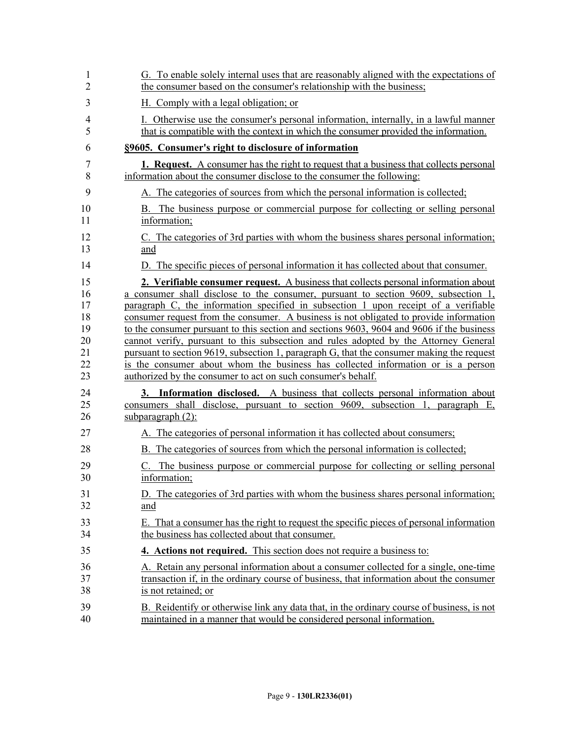G. To enable solely internal uses that are reasonably aligned with the expectations of the consumer based on the consumer's relationship with the business;

H. Comply with a legal obligation; or

I. Otherwise use the consumer's personal information, internally, in a lawful manner that is compatible with the context in which the consumer provided the information.

**§9605. Consumer's right to disclosure of information**

**1. Request.** A consumer has the right to request that a business that collects personal information about the consumer disclose to the consumer the following:

A. The categories of sources from which the personal information is collected;

B. The business purpose or commercial purpose for collecting or selling personal information;

C. The categories of 3rd parties with whom the business shares personal information; and

D. The specific pieces of personal information it has collected about that consumer.

**2. Verifiable consumer request.** A business that collects personal information about a consumer shall disclose to the consumer, pursuant to section 9609, subsection 1, paragraph C, the information specified in subsection 1 upon receipt of a verifiable consumer request from the consumer. A business is not obligated to provide information to the consumer pursuant to this section and sections 9603, 9604 and 9606 if the business cannot verify, pursuant to this subsection and rules adopted by the Attorney General pursuant to section 9619, subsection 1, paragraph G, that the consumer making the request is the consumer about whom the business has collected information or is a person authorized by the consumer to act on such consumer's behalf.

**3. Information disclosed.** A business that collects personal information about consumers shall disclose, pursuant to section 9609, subsection 1, paragraph E, subparagraph (2):

A. The categories of personal information it has collected about consumers;

B. The categories of sources from which the personal information is collected;

C. The business purpose or commercial purpose for collecting or selling personal information;

D. The categories of 3rd parties with whom the business shares personal information; and

E. That a consumer has the right to request the specific pieces of personal information the business has collected about that consumer.

**4. Actions not required.** This section does not require a business to:

A. Retain any personal information about a consumer collected for a single, one-time transaction if, in the ordinary course of business, that information about the consumer is not retained; or

B. Reidentify or otherwise link any data that, in the ordinary course of business, is not maintained in a manner that would be considered personal information.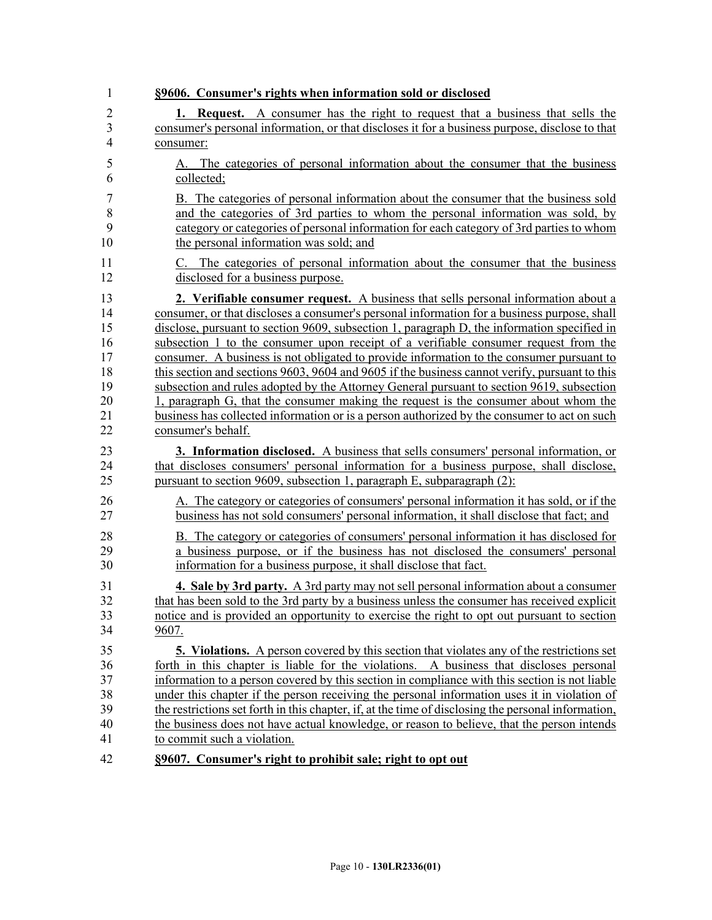**§9606. Consumer's rights when information sold or disclosed**

**1. Request.** A consumer has the right to request that a business that sells the consumer's personal information, or that discloses it for a business purpose, disclose to that consumer:

A. The categories of personal information about the consumer that the business collected;

B. The categories of personal information about the consumer that the business sold and the categories of 3rd parties to whom the personal information was sold, by category or categories of personal information for each category of 3rd parties to whom the personal information was sold; and

C. The categories of personal information about the consumer that the business disclosed for a business purpose.

**2. Verifiable consumer request.** A business that sells personal information about a consumer, or that discloses a consumer's personal information for a business purpose, shall disclose, pursuant to section 9609, subsection 1, paragraph D, the information specified in subsection 1 to the consumer upon receipt of a verifiable consumer request from the consumer. A business is not obligated to provide information to the consumer pursuant to this section and sections 9603, 9604 and 9605 if the business cannot verify, pursuant to this subsection and rules adopted by the Attorney General pursuant to section 9619, subsection 1, paragraph G, that the consumer making the request is the consumer about whom the business has collected information or is a person authorized by the consumer to act on such consumer's behalf.

**3. Information disclosed.** A business that sells consumers' personal information, or that discloses consumers' personal information for a business purpose, shall disclose, pursuant to section 9609, subsection 1, paragraph E, subparagraph (2):

A. The category or categories of consumers' personal information it has sold, or if the business has not sold consumers' personal information, it shall disclose that fact; and

B. The category or categories of consumers' personal information it has disclosed for a business purpose, or if the business has not disclosed the consumers' personal information for a business purpose, it shall disclose that fact.

**4. Sale by 3rd party.** A 3rd party may not sell personal information about a consumer that has been sold to the 3rd party by a business unless the consumer has received explicit notice and is provided an opportunity to exercise the right to opt out pursuant to section 9607.

**5. Violations.** A person covered by this section that violates any of the restrictions set forth in this chapter is liable for the violations. A business that discloses personal information to a person covered by this section in compliance with this section is not liable under this chapter if the person receiving the personal information uses it in violation of the restrictions set forth in this chapter, if, at the time of disclosing the personal information, the business does not have actual knowledge, or reason to believe, that the person intends to commit such a violation.

**§9607. Consumer's right to prohibit sale; right to opt out**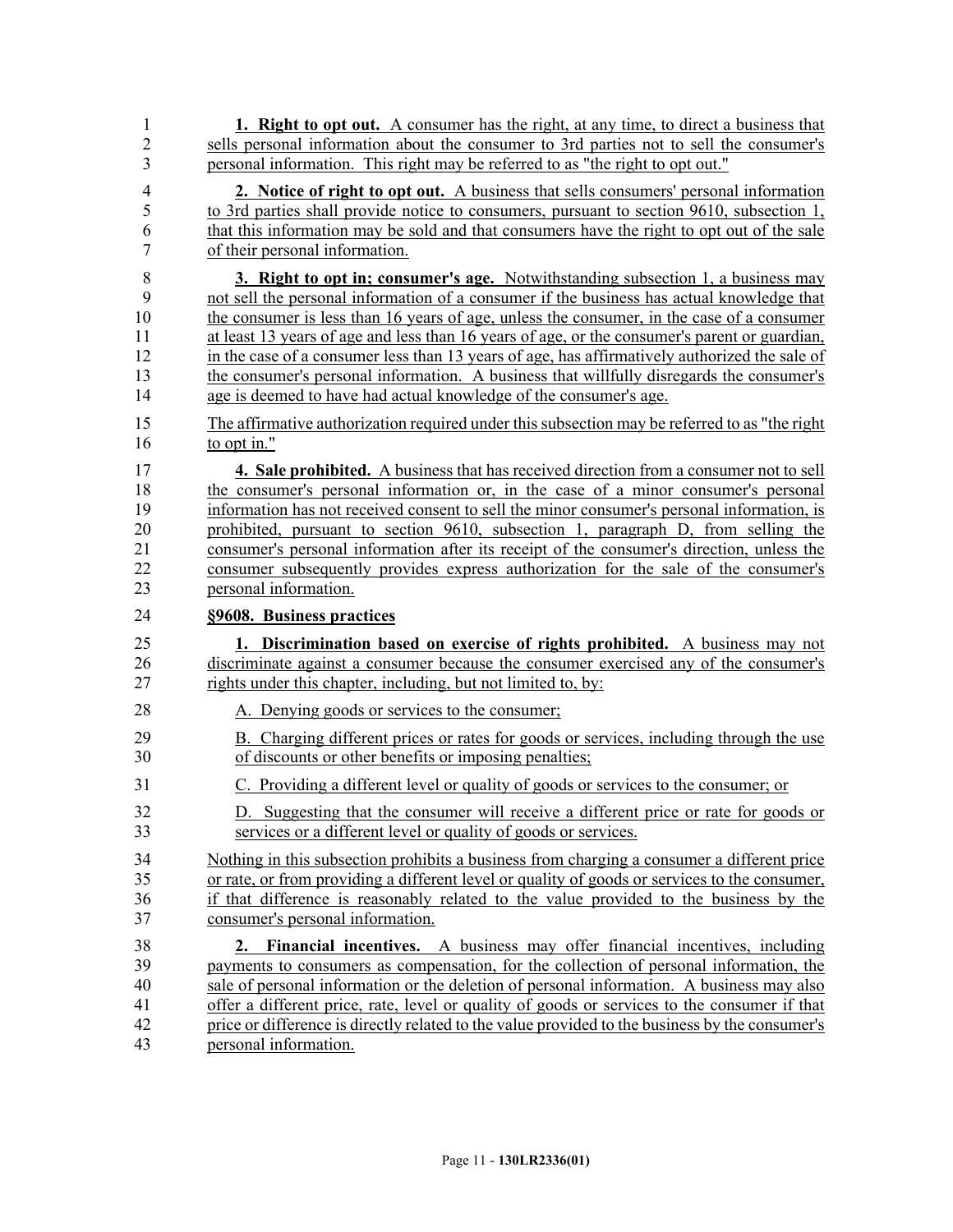**1. Right to opt out.** A consumer has the right, at any time, to direct a business that sells personal information about the consumer to 3rd parties not to sell the consumer's personal information. This right may be referred to as "the right to opt out."

**2. Notice of right to opt out.** A business that sells consumers' personal information to 3rd parties shall provide notice to consumers, pursuant to section 9610, subsection 1, that this information may be sold and that consumers have the right to opt out of the sale of their personal information.

**3. Right to opt in; consumer's age.** Notwithstanding subsection 1, a business may not sell the personal information of a consumer if the business has actual knowledge that the consumer is less than 16 years of age, unless the consumer, in the case of a consumer at least 13 years of age and less than 16 years of age, or the consumer's parent or guardian, in the case of a consumer less than 13 years of age, has affirmatively authorized the sale of the consumer's personal information. A business that willfully disregards the consumer's age is deemed to have had actual knowledge of the consumer's age.

The affirmative authorization required under this subsection may be referred to as "the right to opt in."

**4. Sale prohibited.** A business that has received direction from a consumer not to sell the consumer's personal information or, in the case of a minor consumer's personal information has not received consent to sell the minor consumer's personal information, is prohibited, pursuant to section 9610, subsection 1, paragraph D, from selling the consumer's personal information after its receipt of the consumer's direction, unless the consumer subsequently provides express authorization for the sale of the consumer's personal information.

**§9608. Business practices**

**1. Discrimination based on exercise of rights prohibited.** A business may not discriminate against a consumer because the consumer exercised any of the consumer's rights under this chapter, including, but not limited to, by:

A. Denying goods or services to the consumer;

B. Charging different prices or rates for goods or services, including through the use of discounts or other benefits or imposing penalties;

C. Providing a different level or quality of goods or services to the consumer; or

D. Suggesting that the consumer will receive a different price or rate for goods or services or a different level or quality of goods or services.

Nothing in this subsection prohibits a business from charging a consumer a different price or rate, or from providing a different level or quality of goods or services to the consumer, if that difference is reasonably related to the value provided to the business by the consumer's personal information.

**2. Financial incentives.** A business may offer financial incentives, including payments to consumers as compensation, for the collection of personal information, the sale of personal information or the deletion of personal information. A business may also offer a different price, rate, level or quality of goods or services to the consumer if that price or difference is directly related to the value provided to the business by the consumer's personal information.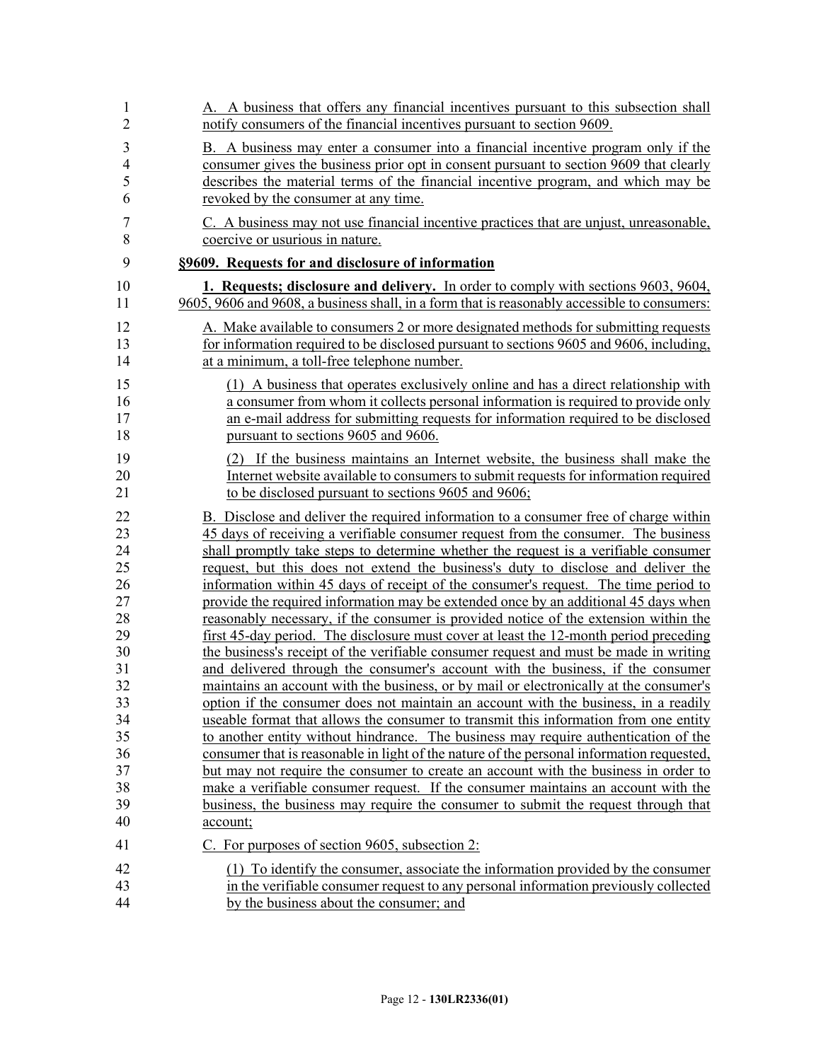A. A business that offers any financial incentives pursuant to this subsection shall notify consumers of the financial incentives pursuant to section 9609.

B. A business may enter a consumer into a financial incentive program only if the consumer gives the business prior opt in consent pursuant to section 9609 that clearly describes the material terms of the financial incentive program, and which may be revoked by the consumer at any time.

C. A business may not use financial incentive practices that are unjust, unreasonable, coercive or usurious in nature.

**§9609. Requests for and disclosure of information**

**1. Requests; disclosure and delivery.** In order to comply with sections 9603, 9604, 9605, 9606 and 9608, a business shall, in a form that is reasonably accessible to consumers:

A. Make available to consumers 2 or more designated methods for submitting requests for information required to be disclosed pursuant to sections 9605 and 9606, including, at a minimum, a toll-free telephone number.

(1) A business that operates exclusively online and has a direct relationship with a consumer from whom it collects personal information is required to provide only an e-mail address for submitting requests for information required to be disclosed pursuant to sections 9605 and 9606.

(2) If the business maintains an Internet website, the business shall make the Internet website available to consumers to submit requests for information required to be disclosed pursuant to sections 9605 and 9606;

B. Disclose and deliver the required information to a consumer free of charge within 45 days of receiving a verifiable consumer request from the consumer. The business shall promptly take steps to determine whether the request is a verifiable consumer request, but this does not extend the business's duty to disclose and deliver the information within 45 days of receipt of the consumer's request. The time period to provide the required information may be extended once by an additional 45 days when reasonably necessary, if the consumer is provided notice of the extension within the first 45-day period. The disclosure must cover at least the 12-month period preceding the business's receipt of the verifiable consumer request and must be made in writing and delivered through the consumer's account with the business, if the consumer maintains an account with the business, or by mail or electronically at the consumer's option if the consumer does not maintain an account with the business, in a readily useable format that allows the consumer to transmit this information from one entity to another entity without hindrance. The business may require authentication of the consumer that is reasonable in light of the nature of the personal information requested, but may not require the consumer to create an account with the business in order to make a verifiable consumer request. If the consumer maintains an account with the business, the business may require the consumer to submit the request through that account;

C. For purposes of section 9605, subsection 2:

(1) To identify the consumer, associate the information provided by the consumer in the verifiable consumer request to any personal information previously collected by the business about the consumer; and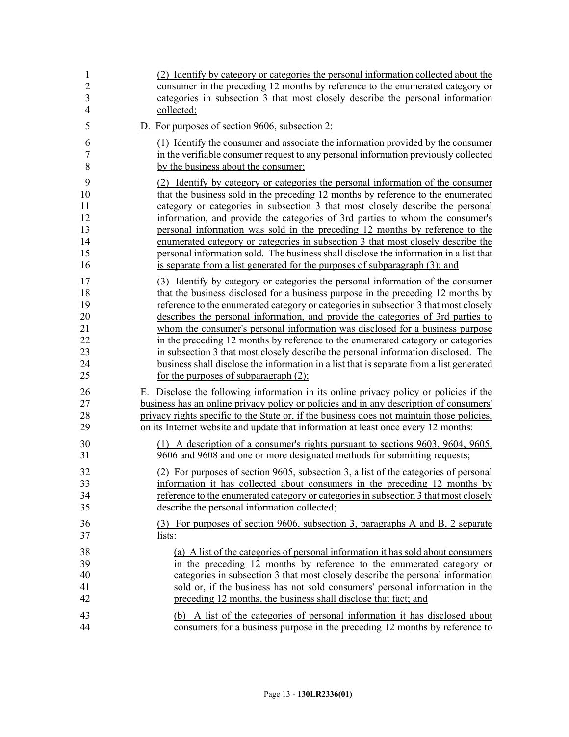(2) Identify by category or categories the personal information collected about the consumer in the preceding 12 months by reference to the enumerated category or categories in subsection 3 that most closely describe the personal information collected;

D. For purposes of section 9606, subsection 2:

(1) Identify the consumer and associate the information provided by the consumer in the verifiable consumer request to any personal information previously collected by the business about the consumer;

(2) Identify by category or categories the personal information of the consumer that the business sold in the preceding 12 months by reference to the enumerated category or categories in subsection 3 that most closely describe the personal information, and provide the categories of 3rd parties to whom the consumer's personal information was sold in the preceding 12 months by reference to the enumerated category or categories in subsection 3 that most closely describe the personal information sold. The business shall disclose the information in a list that is separate from a list generated for the purposes of subparagraph (3); and

(3) Identify by category or categories the personal information of the consumer that the business disclosed for a business purpose in the preceding 12 months by reference to the enumerated category or categories in subsection 3 that most closely describes the personal information, and provide the categories of 3rd parties to whom the consumer's personal information was disclosed for a business purpose in the preceding 12 months by reference to the enumerated category or categories in subsection 3 that most closely describe the personal information disclosed. The business shall disclose the information in a list that is separate from a list generated for the purposes of subparagraph (2);

E. Disclose the following information in its online privacy policy or policies if the business has an online privacy policy or policies and in any description of consumers' privacy rights specific to the State or, if the business does not maintain those policies, on its Internet website and update that information at least once every 12 months:

(1) A description of a consumer's rights pursuant to sections 9603, 9604, 9605, 9606 and 9608 and one or more designated methods for submitting requests;

(2) For purposes of section 9605, subsection 3, a list of the categories of personal information it has collected about consumers in the preceding 12 months by reference to the enumerated category or categories in subsection 3 that most closely describe the personal information collected;

(3) For purposes of section 9606, subsection 3, paragraphs A and B, 2 separate lists:

(a) A list of the categories of personal information it has sold about consumers in the preceding 12 months by reference to the enumerated category or categories in subsection 3 that most closely describe the personal information sold or, if the business has not sold consumers' personal information in the preceding 12 months, the business shall disclose that fact; and

(b) A list of the categories of personal information it has disclosed about consumers for a business purpose in the preceding 12 months by reference to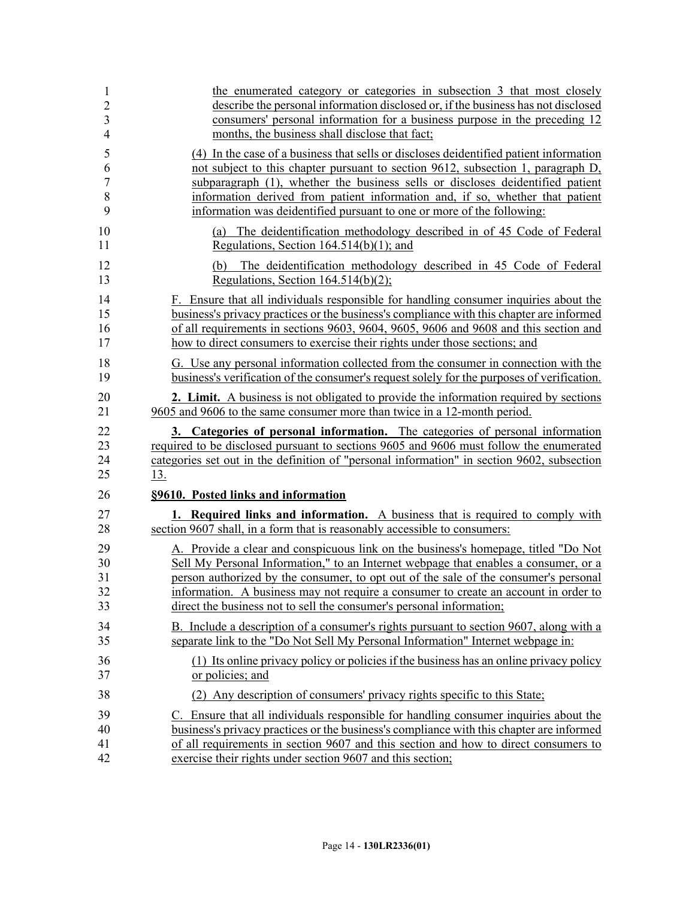the enumerated category or categories in subsection 3 that most closely describe the personal information disclosed or, if the business has not disclosed consumers' personal information for a business purpose in the preceding 12 months, the business shall disclose that fact;

(4) In the case of a business that sells or discloses deidentified patient information not subject to this chapter pursuant to section 9612, subsection 1, paragraph D, subparagraph (1), whether the business sells or discloses deidentified patient information derived from patient information and, if so, whether that patient information was deidentified pursuant to one or more of the following:

(a) The deidentification methodology described in of 45 Code of Federal Regulations, Section 164.514(b)(1); and

(b) The deidentification methodology described in 45 Code of Federal Regulations, Section 164.514(b)(2);

F. Ensure that all individuals responsible for handling consumer inquiries about the business's privacy practices or the business's compliance with this chapter are informed of all requirements in sections 9603, 9604, 9605, 9606 and 9608 and this section and how to direct consumers to exercise their rights under those sections; and

G. Use any personal information collected from the consumer in connection with the business's verification of the consumer's request solely for the purposes of verification.

**2. Limit.** A business is not obligated to provide the information required by sections 9605 and 9606 to the same consumer more than twice in a 12-month period.

**3. Categories of personal information.** The categories of personal information required to be disclosed pursuant to sections 9605 and 9606 must follow the enumerated categories set out in the definition of "personal information" in section 9602, subsection 13.

**§9610. Posted links and information**

**1. Required links and information.** A business that is required to comply with section 9607 shall, in a form that is reasonably accessible to consumers:

A. Provide a clear and conspicuous link on the business's homepage, titled "Do Not Sell My Personal Information," to an Internet webpage that enables a consumer, or a person authorized by the consumer, to opt out of the sale of the consumer's personal information. A business may not require a consumer to create an account in order to direct the business not to sell the consumer's personal information;

B. Include a description of a consumer's rights pursuant to section 9607, along with a separate link to the "Do Not Sell My Personal Information" Internet webpage in:

(1) Its online privacy policy or policies if the business has an online privacy policy or policies; and

(2) Any description of consumers' privacy rights specific to this State;

C. Ensure that all individuals responsible for handling consumer inquiries about the business's privacy practices or the business's compliance with this chapter are informed of all requirements in section 9607 and this section and how to direct consumers to exercise their rights under section 9607 and this section;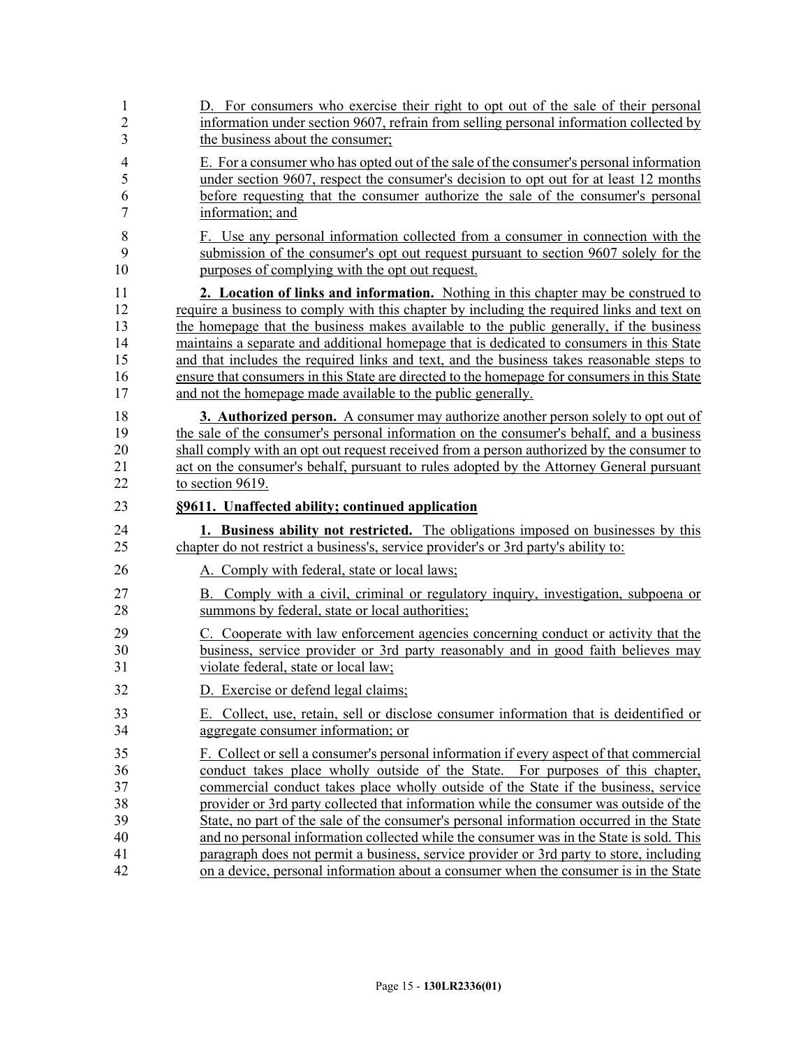D. For consumers who exercise their right to opt out of the sale of their personal information under section 9607, refrain from selling personal information collected by the business about the consumer;

E. For a consumer who has opted out of the sale of the consumer's personal information under section 9607, respect the consumer's decision to opt out for at least 12 months before requesting that the consumer authorize the sale of the consumer's personal information; and

F. Use any personal information collected from a consumer in connection with the submission of the consumer's opt out request pursuant to section 9607 solely for the purposes of complying with the opt out request.

**2. Location of links and information.** Nothing in this chapter may be construed to require a business to comply with this chapter by including the required links and text on the homepage that the business makes available to the public generally, if the business maintains a separate and additional homepage that is dedicated to consumers in this State and that includes the required links and text, and the business takes reasonable steps to ensure that consumers in this State are directed to the homepage for consumers in this State and not the homepage made available to the public generally.

**3. Authorized person.** A consumer may authorize another person solely to opt out of the sale of the consumer's personal information on the consumer's behalf, and a business shall comply with an opt out request received from a person authorized by the consumer to act on the consumer's behalf, pursuant to rules adopted by the Attorney General pursuant to section 9619.

**§9611. Unaffected ability; continued application**

**1. Business ability not restricted.** The obligations imposed on businesses by this chapter do not restrict a business's, service provider's or 3rd party's ability to:

A. Comply with federal, state or local laws;

B. Comply with a civil, criminal or regulatory inquiry, investigation, subpoena or summons by federal, state or local authorities;

C. Cooperate with law enforcement agencies concerning conduct or activity that the business, service provider or 3rd party reasonably and in good faith believes may violate federal, state or local law;

D. Exercise or defend legal claims;

E. Collect, use, retain, sell or disclose consumer information that is deidentified or aggregate consumer information; or

F. Collect or sell a consumer's personal information if every aspect of that commercial conduct takes place wholly outside of the State. For purposes of this chapter, commercial conduct takes place wholly outside of the State if the business, service provider or 3rd party collected that information while the consumer was outside of the State, no part of the sale of the consumer's personal information occurred in the State and no personal information collected while the consumer was in the State is sold. This paragraph does not permit a business, service provider or 3rd party to store, including on a device, personal information about a consumer when the consumer is in the State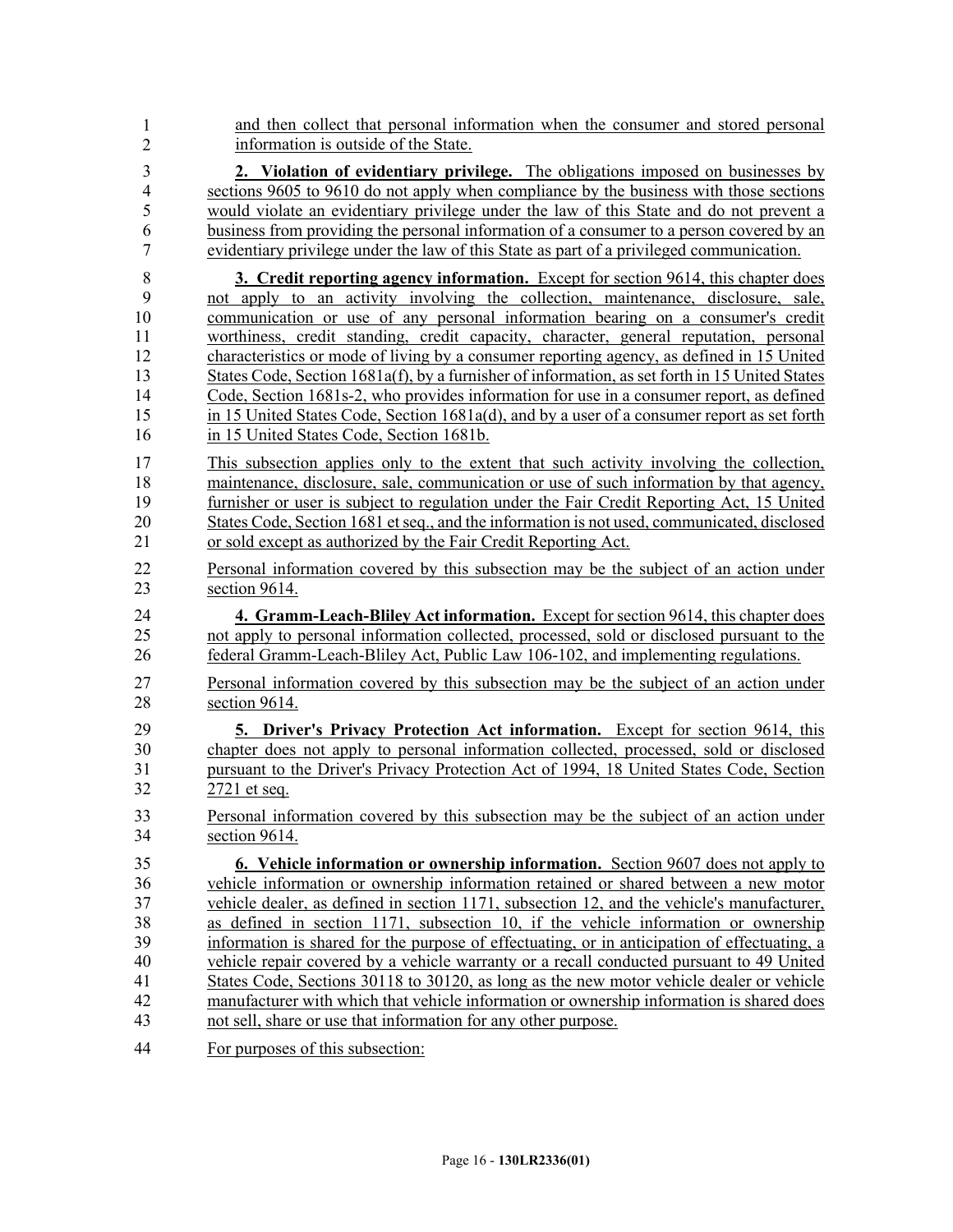and then collect that personal information when the consumer and stored personal information is outside of the State.

**2. Violation of evidentiary privilege.** The obligations imposed on businesses by sections 9605 to 9610 do not apply when compliance by the business with those sections would violate an evidentiary privilege under the law of this State and do not prevent a business from providing the personal information of a consumer to a person covered by an evidentiary privilege under the law of this State as part of a privileged communication.

**3. Credit reporting agency information.** Except for section 9614, this chapter does not apply to an activity involving the collection, maintenance, disclosure, sale, communication or use of any personal information bearing on a consumer's credit worthiness, credit standing, credit capacity, character, general reputation, personal characteristics or mode of living by a consumer reporting agency, as defined in 15 United States Code, Section 1681a(f), by a furnisher of information, as set forth in 15 United States Code, Section 1681s-2, who provides information for use in a consumer report, as defined in 15 United States Code, Section 1681a(d), and by a user of a consumer report as set forth in 15 United States Code, Section 1681b.

This subsection applies only to the extent that such activity involving the collection, maintenance, disclosure, sale, communication or use of such information by that agency, furnisher or user is subject to regulation under the Fair Credit Reporting Act, 15 United States Code, Section 1681 et seq., and the information is not used, communicated, disclosed or sold except as authorized by the Fair Credit Reporting Act.

Personal information covered by this subsection may be the subject of an action under section 9614.

**4. Gramm-Leach-Bliley Act information.** Except for section 9614, this chapter does not apply to personal information collected, processed, sold or disclosed pursuant to the federal Gramm-Leach-Bliley Act, Public Law 106-102, and implementing regulations.

Personal information covered by this subsection may be the subject of an action under section 9614.

**5. Driver's Privacy Protection Act information.** Except for section 9614, this chapter does not apply to personal information collected, processed, sold or disclosed pursuant to the Driver's Privacy Protection Act of 1994, 18 United States Code, Section 2721 et seq.

Personal information covered by this subsection may be the subject of an action under section 9614.

**6. Vehicle information or ownership information.** Section 9607 does not apply to vehicle information or ownership information retained or shared between a new motor vehicle dealer, as defined in section 1171, subsection 12, and the vehicle's manufacturer, as defined in section 1171, subsection 10, if the vehicle information or ownership information is shared for the purpose of effectuating, or in anticipation of effectuating, a vehicle repair covered by a vehicle warranty or a recall conducted pursuant to 49 United States Code, Sections 30118 to 30120, as long as the new motor vehicle dealer or vehicle manufacturer with which that vehicle information or ownership information is shared does not sell, share or use that information for any other purpose.

For purposes of this subsection: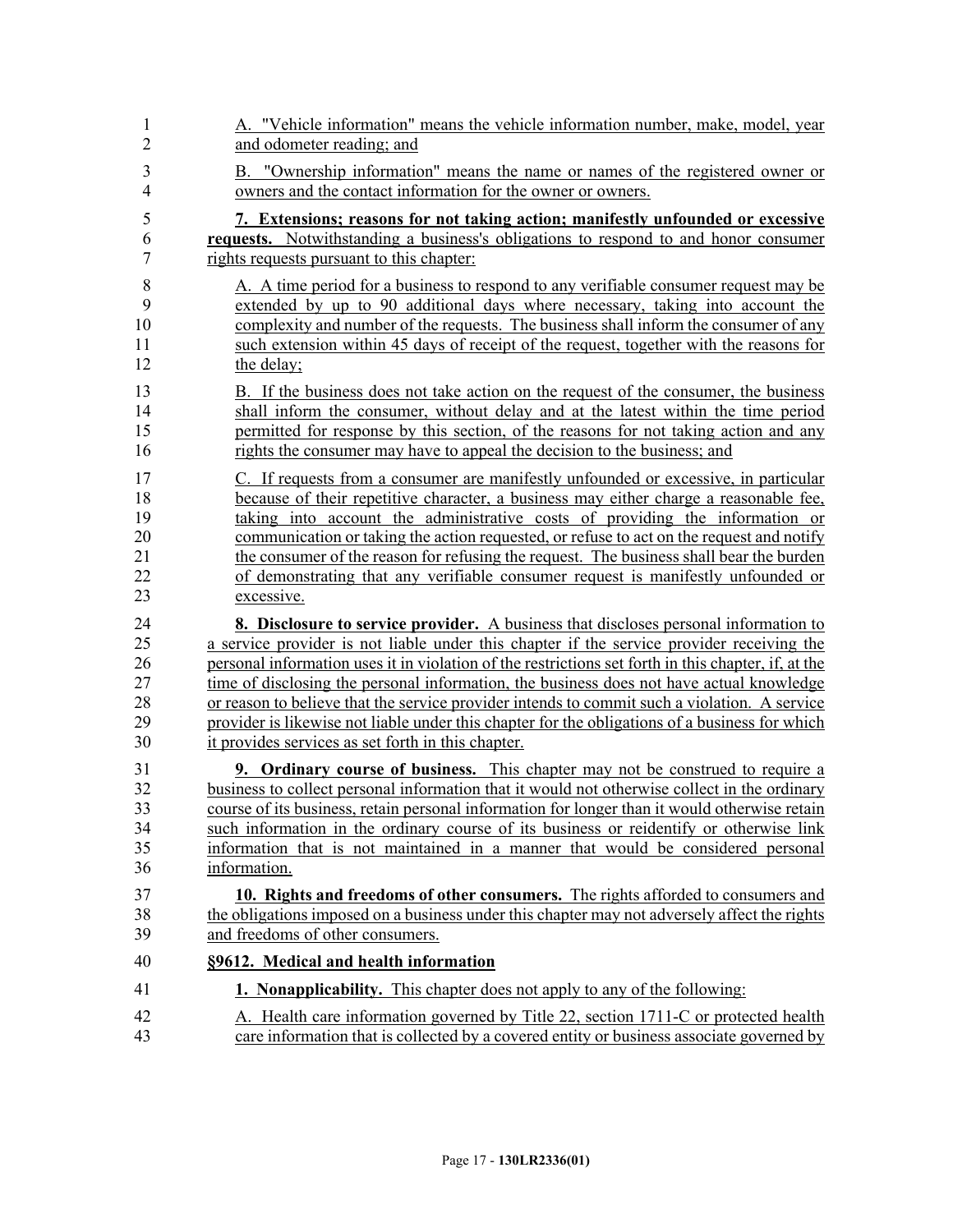A. "Vehicle information" means the vehicle information number, make, model, year and odometer reading; and

B. "Ownership information" means the name or names of the registered owner or owners and the contact information for the owner or owners.

**7. Extensions; reasons for not taking action; manifestly unfounded or excessive requests.** Notwithstanding a business's obligations to respond to and honor consumer rights requests pursuant to this chapter:

A. A time period for a business to respond to any verifiable consumer request may be extended by up to 90 additional days where necessary, taking into account the complexity and number of the requests. The business shall inform the consumer of any such extension within 45 days of receipt of the request, together with the reasons for the delay;

B. If the business does not take action on the request of the consumer, the business shall inform the consumer, without delay and at the latest within the time period permitted for response by this section, of the reasons for not taking action and any rights the consumer may have to appeal the decision to the business; and

C. If requests from a consumer are manifestly unfounded or excessive, in particular because of their repetitive character, a business may either charge a reasonable fee, taking into account the administrative costs of providing the information or communication or taking the action requested, or refuse to act on the request and notify the consumer of the reason for refusing the request. The business shall bear the burden of demonstrating that any verifiable consumer request is manifestly unfounded or excessive.

**8. Disclosure to service provider.** A business that discloses personal information to a service provider is not liable under this chapter if the service provider receiving the personal information uses it in violation of the restrictions set forth in this chapter, if, at the time of disclosing the personal information, the business does not have actual knowledge or reason to believe that the service provider intends to commit such a violation. A service provider is likewise not liable under this chapter for the obligations of a business for which it provides services as set forth in this chapter.

**9. Ordinary course of business.** This chapter may not be construed to require a business to collect personal information that it would not otherwise collect in the ordinary course of its business, retain personal information for longer than it would otherwise retain such information in the ordinary course of its business or reidentify or otherwise link information that is not maintained in a manner that would be considered personal information.

**10. Rights and freedoms of other consumers.** The rights afforded to consumers and the obligations imposed on a business under this chapter may not adversely affect the rights and freedoms of other consumers.

**§9612. Medical and health information**

**1. Nonapplicability.** This chapter does not apply to any of the following:

A. Health care information governed by Title 22, section 1711-C or protected health care information that is collected by a covered entity or business associate governed by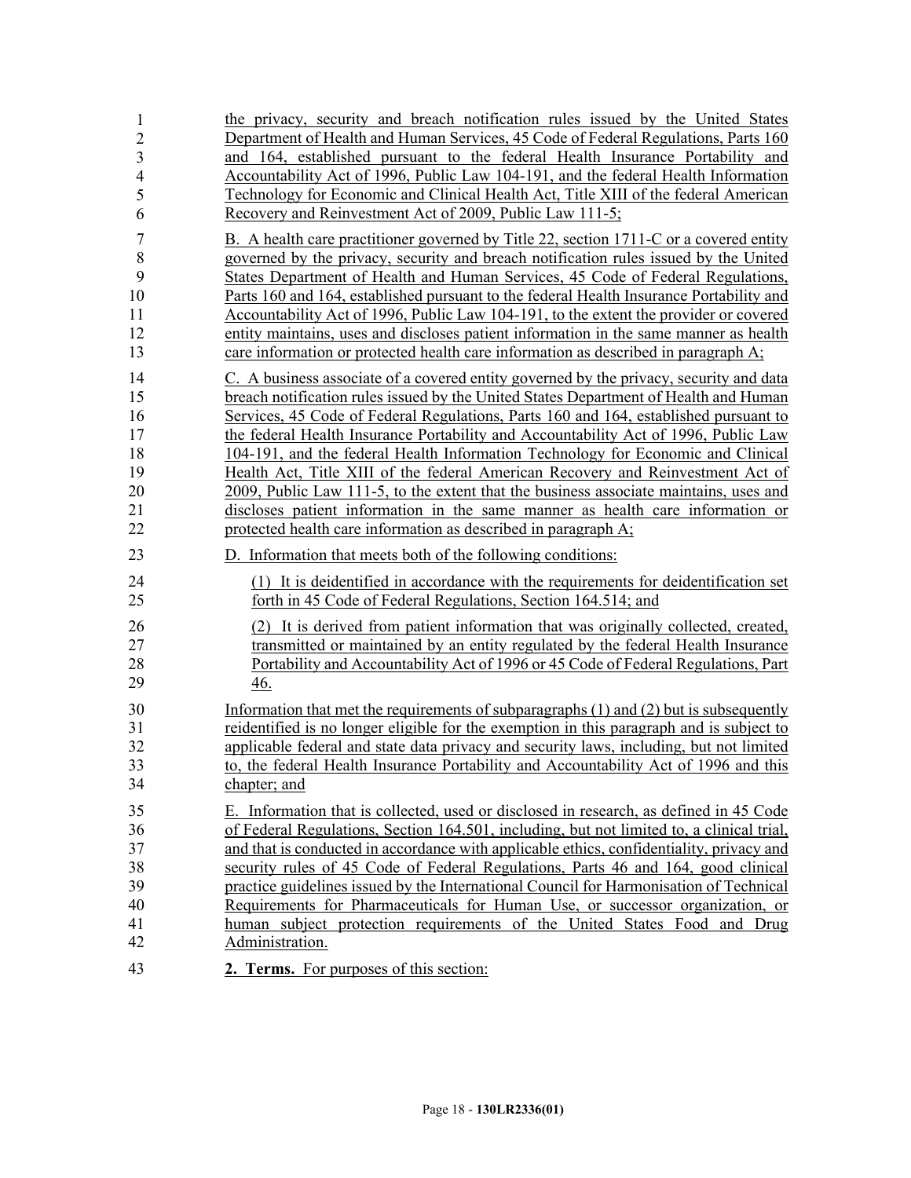the privacy, security and breach notification rules issued by the United States Department of Health and Human Services, 45 Code of Federal Regulations, Parts 160 and 164, established pursuant to the federal Health Insurance Portability and Accountability Act of 1996, Public Law 104-191, and the federal Health Information Technology for Economic and Clinical Health Act, Title XIII of the federal American Recovery and Reinvestment Act of 2009, Public Law 111-5;

B. A health care practitioner governed by Title 22, section 1711-C or a covered entity governed by the privacy, security and breach notification rules issued by the United States Department of Health and Human Services, 45 Code of Federal Regulations, Parts 160 and 164, established pursuant to the federal Health Insurance Portability and Accountability Act of 1996, Public Law 104-191, to the extent the provider or covered entity maintains, uses and discloses patient information in the same manner as health care information or protected health care information as described in paragraph A;

C. A business associate of a covered entity governed by the privacy, security and data breach notification rules issued by the United States Department of Health and Human Services, 45 Code of Federal Regulations, Parts 160 and 164, established pursuant to the federal Health Insurance Portability and Accountability Act of 1996, Public Law 104-191, and the federal Health Information Technology for Economic and Clinical Health Act, Title XIII of the federal American Recovery and Reinvestment Act of 2009, Public Law 111-5, to the extent that the business associate maintains, uses and discloses patient information in the same manner as health care information or protected health care information as described in paragraph A;

D. Information that meets both of the following conditions:

(1) It is deidentified in accordance with the requirements for deidentification set forth in 45 Code of Federal Regulations, Section 164.514; and

(2) It is derived from patient information that was originally collected, created, transmitted or maintained by an entity regulated by the federal Health Insurance Portability and Accountability Act of 1996 or 45 Code of Federal Regulations, Part 46.

Information that met the requirements of subparagraphs (1) and (2) but is subsequently reidentified is no longer eligible for the exemption in this paragraph and is subject to applicable federal and state data privacy and security laws, including, but not limited to, the federal Health Insurance Portability and Accountability Act of 1996 and this chapter; and

E. Information that is collected, used or disclosed in research, as defined in 45 Code of Federal Regulations, Section 164.501, including, but not limited to, a clinical trial, and that is conducted in accordance with applicable ethics, confidentiality, privacy and security rules of 45 Code of Federal Regulations, Parts 46 and 164, good clinical practice guidelines issued by the International Council for Harmonisation of Technical Requirements for Pharmaceuticals for Human Use, or successor organization, or human subject protection requirements of the United States Food and Drug Administration.

**2. Terms.** For purposes of this section: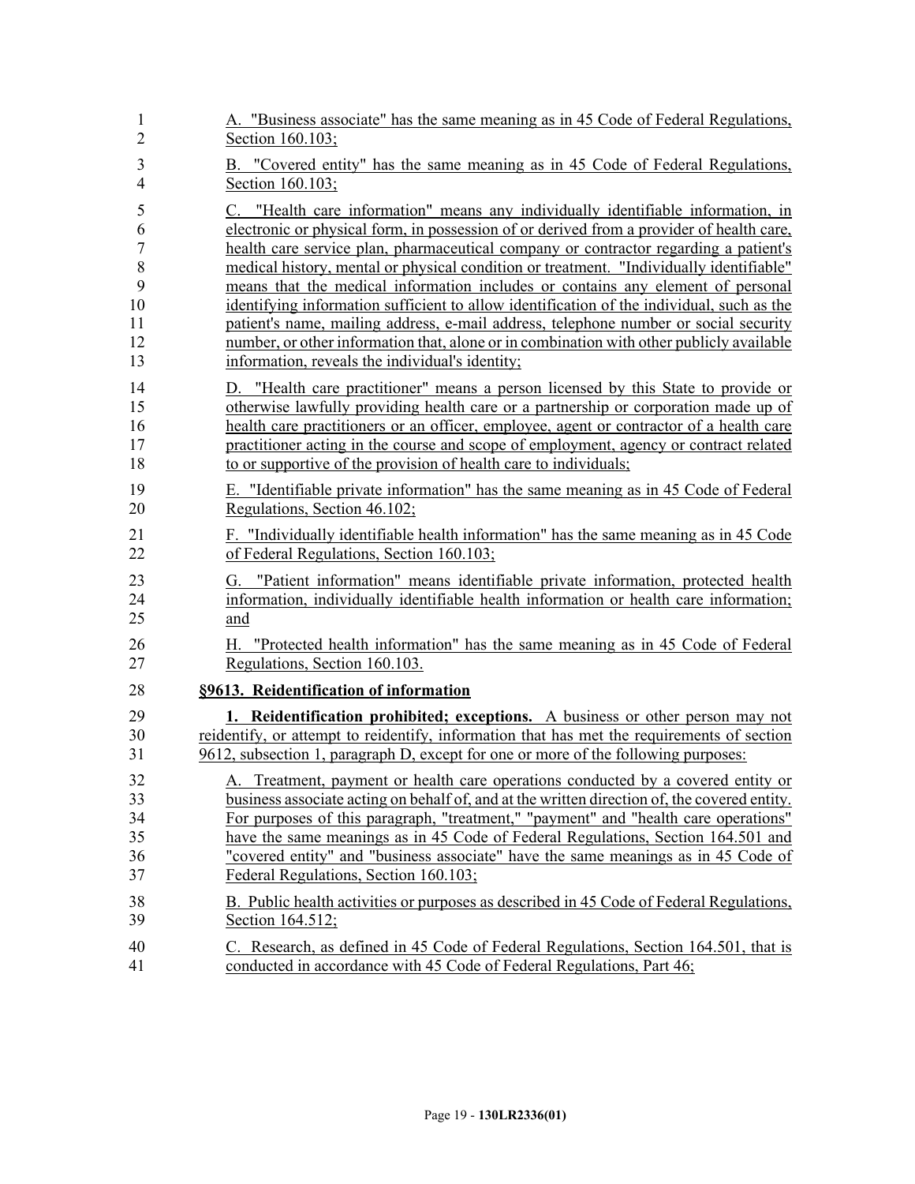A. "Business associate" has the same meaning as in 45 Code of Federal Regulations, Section 160.103;

B. "Covered entity" has the same meaning as in 45 Code of Federal Regulations, Section 160.103;

C. "Health care information" means any individually identifiable information, in electronic or physical form, in possession of or derived from a provider of health care, health care service plan, pharmaceutical company or contractor regarding a patient's medical history, mental or physical condition or treatment. "Individually identifiable" means that the medical information includes or contains any element of personal identifying information sufficient to allow identification of the individual, such as the patient's name, mailing address, e-mail address, telephone number or social security number, or other information that, alone or in combination with other publicly available information, reveals the individual's identity;

D. "Health care practitioner" means a person licensed by this State to provide or otherwise lawfully providing health care or a partnership or corporation made up of health care practitioners or an officer, employee, agent or contractor of a health care practitioner acting in the course and scope of employment, agency or contract related to or supportive of the provision of health care to individuals;

E. "Identifiable private information" has the same meaning as in 45 Code of Federal Regulations, Section 46.102;

F. "Individually identifiable health information" has the same meaning as in 45 Code of Federal Regulations, Section 160.103;

G. "Patient information" means identifiable private information, protected health information, individually identifiable health information or health care information; and

H. "Protected health information" has the same meaning as in 45 Code of Federal Regulations, Section 160.103.

**§9613. Reidentification of information**

**1. Reidentification prohibited; exceptions.** A business or other person may not reidentify, or attempt to reidentify, information that has met the requirements of section 9612, subsection 1, paragraph D, except for one or more of the following purposes:

A. Treatment, payment or health care operations conducted by a covered entity or business associate acting on behalf of, and at the written direction of, the covered entity. For purposes of this paragraph, "treatment," "payment" and "health care operations" have the same meanings as in 45 Code of Federal Regulations, Section 164.501 and "covered entity" and "business associate" have the same meanings as in 45 Code of Federal Regulations, Section 160.103;

B. Public health activities or purposes as described in 45 Code of Federal Regulations, Section 164.512;

C. Research, as defined in 45 Code of Federal Regulations, Section 164.501, that is conducted in accordance with 45 Code of Federal Regulations, Part 46;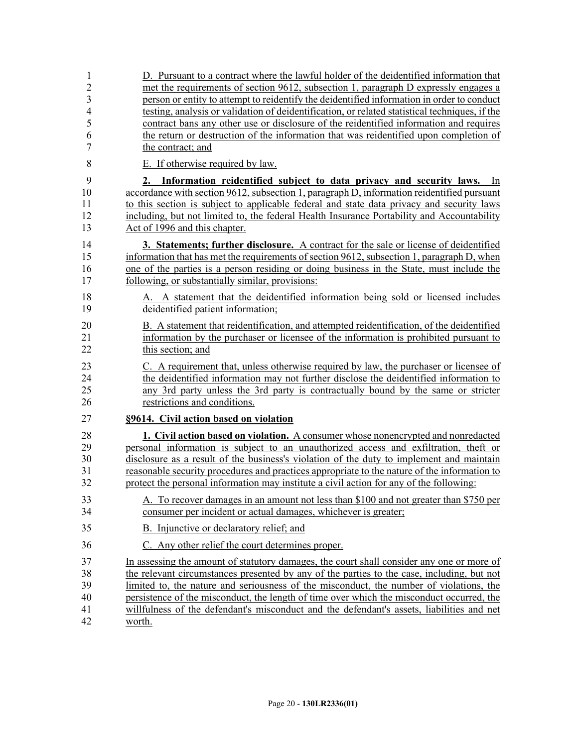D. Pursuant to a contract where the lawful holder of the deidentified information that met the requirements of section 9612, subsection 1, paragraph D expressly engages a person or entity to attempt to reidentify the deidentified information in order to conduct testing, analysis or validation of deidentification, or related statistical techniques, if the contract bans any other use or disclosure of the reidentified information and requires the return or destruction of the information that was reidentified upon completion of the contract; and

E. If otherwise required by law.

**2. Information reidentified subject to data privacy and security laws.** In accordance with section 9612, subsection 1, paragraph D, information reidentified pursuant to this section is subject to applicable federal and state data privacy and security laws including, but not limited to, the federal Health Insurance Portability and Accountability Act of 1996 and this chapter.

**3. Statements; further disclosure.** A contract for the sale or license of deidentified information that has met the requirements of section 9612, subsection 1, paragraph D, when one of the parties is a person residing or doing business in the State, must include the following, or substantially similar, provisions:

A. A statement that the deidentified information being sold or licensed includes deidentified patient information;

B. A statement that reidentification, and attempted reidentification, of the deidentified information by the purchaser or licensee of the information is prohibited pursuant to this section; and

C. A requirement that, unless otherwise required by law, the purchaser or licensee of the deidentified information may not further disclose the deidentified information to any 3rd party unless the 3rd party is contractually bound by the same or stricter restrictions and conditions.

**§9614. Civil action based on violation**

**1. Civil action based on violation.** A consumer whose nonencrypted and nonredacted personal information is subject to an unauthorized access and exfiltration, theft or disclosure as a result of the business's violation of the duty to implement and maintain reasonable security procedures and practices appropriate to the nature of the information to protect the personal information may institute a civil action for any of the following:

A. To recover damages in an amount not less than $100 and not greater than $750 per consumer per incident or actual damages, whichever is greater;

B. Injunctive or declaratory relief; and

C. Any other relief the court determines proper.

In assessing the amount of statutory damages, the court shall consider any one or more of the relevant circumstances presented by any of the parties to the case, including, but not limited to, the nature and seriousness of the misconduct, the number of violations, the persistence of the misconduct, the length of time over which the misconduct occurred, the willfulness of the defendant's misconduct and the defendant's assets, liabilities and net worth.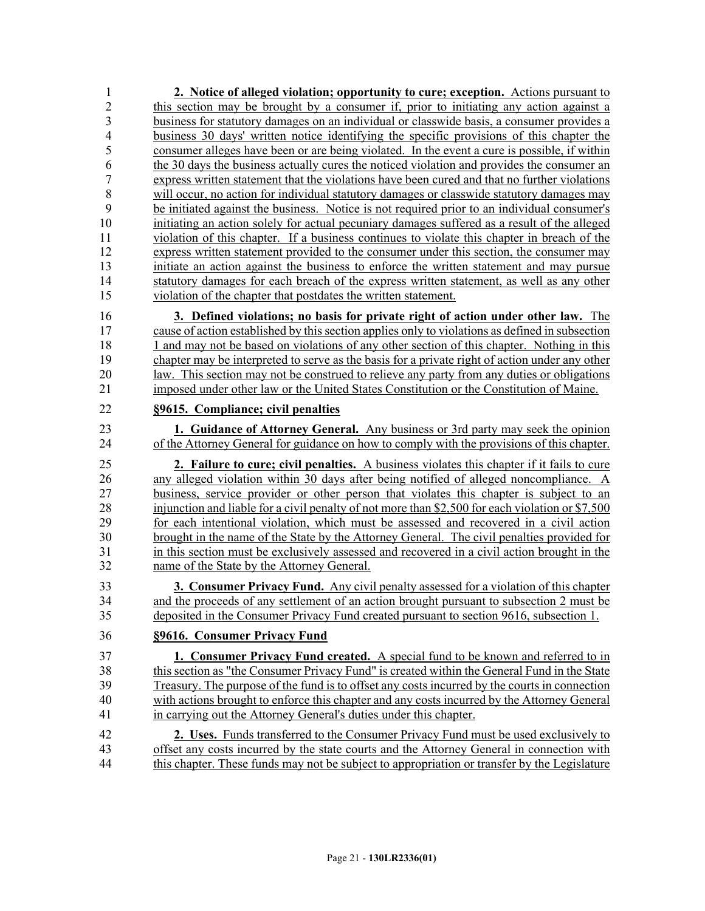**2. Notice of alleged violation; opportunity to cure; exception.** Actions pursuant to this section may be brought by a consumer if, prior to initiating any action against a business for statutory damages on an individual or classwide basis, a consumer provides a business 30 days' written notice identifying the specific provisions of this chapter the consumer alleges have been or are being violated. In the event a cure is possible, if within the 30 days the business actually cures the noticed violation and provides the consumer an express written statement that the violations have been cured and that no further violations will occur, no action for individual statutory damages or classwide statutory damages may be initiated against the business. Notice is not required prior to an individual consumer's initiating an action solely for actual pecuniary damages suffered as a result of the alleged violation of this chapter. If a business continues to violate this chapter in breach of the express written statement provided to the consumer under this section, the consumer may initiate an action against the business to enforce the written statement and may pursue statutory damages for each breach of the express written statement, as well as any other violation of the chapter that postdates the written statement.

**3. Defined violations; no basis for private right of action under other law.** The cause of action established by this section applies only to violations as defined in subsection 1 and may not be based on violations of any other section of this chapter. Nothing in this chapter may be interpreted to serve as the basis for a private right of action under any other law. This section may not be construed to relieve any party from any duties or obligations imposed under other law or the United States Constitution or the Constitution of Maine.

**§9615. Compliance; civil penalties**

**1. Guidance of Attorney General.** Any business or 3rd party may seek the opinion of the Attorney General for guidance on how to comply with the provisions of this chapter.

**2. Failure to cure; civil penalties.** A business violates this chapter if it fails to cure any alleged violation within 30 days after being notified of alleged noncompliance. A business, service provider or other person that violates this chapter is subject to an injunction and liable for a civil penalty of not more than $2,500 for each violation or $7,500 for each intentional violation, which must be assessed and recovered in a civil action brought in the name of the State by the Attorney General. The civil penalties provided for in this section must be exclusively assessed and recovered in a civil action brought in the name of the State by the Attorney General.

**3. Consumer Privacy Fund.** Any civil penalty assessed for a violation of this chapter and the proceeds of any settlement of an action brought pursuant to subsection 2 must be deposited in the Consumer Privacy Fund created pursuant to section 9616, subsection 1.

**§9616. Consumer Privacy Fund**

**1. Consumer Privacy Fund created.** A special fund to be known and referred to in this section as "the Consumer Privacy Fund" is created within the General Fund in the State Treasury. The purpose of the fund is to offset any costs incurred by the courts in connection with actions brought to enforce this chapter and any costs incurred by the Attorney General in carrying out the Attorney General's duties under this chapter.

**2. Uses.** Funds transferred to the Consumer Privacy Fund must be used exclusively to offset any costs incurred by the state courts and the Attorney General in connection with this chapter. These funds may not be subject to appropriation or transfer by the Legislature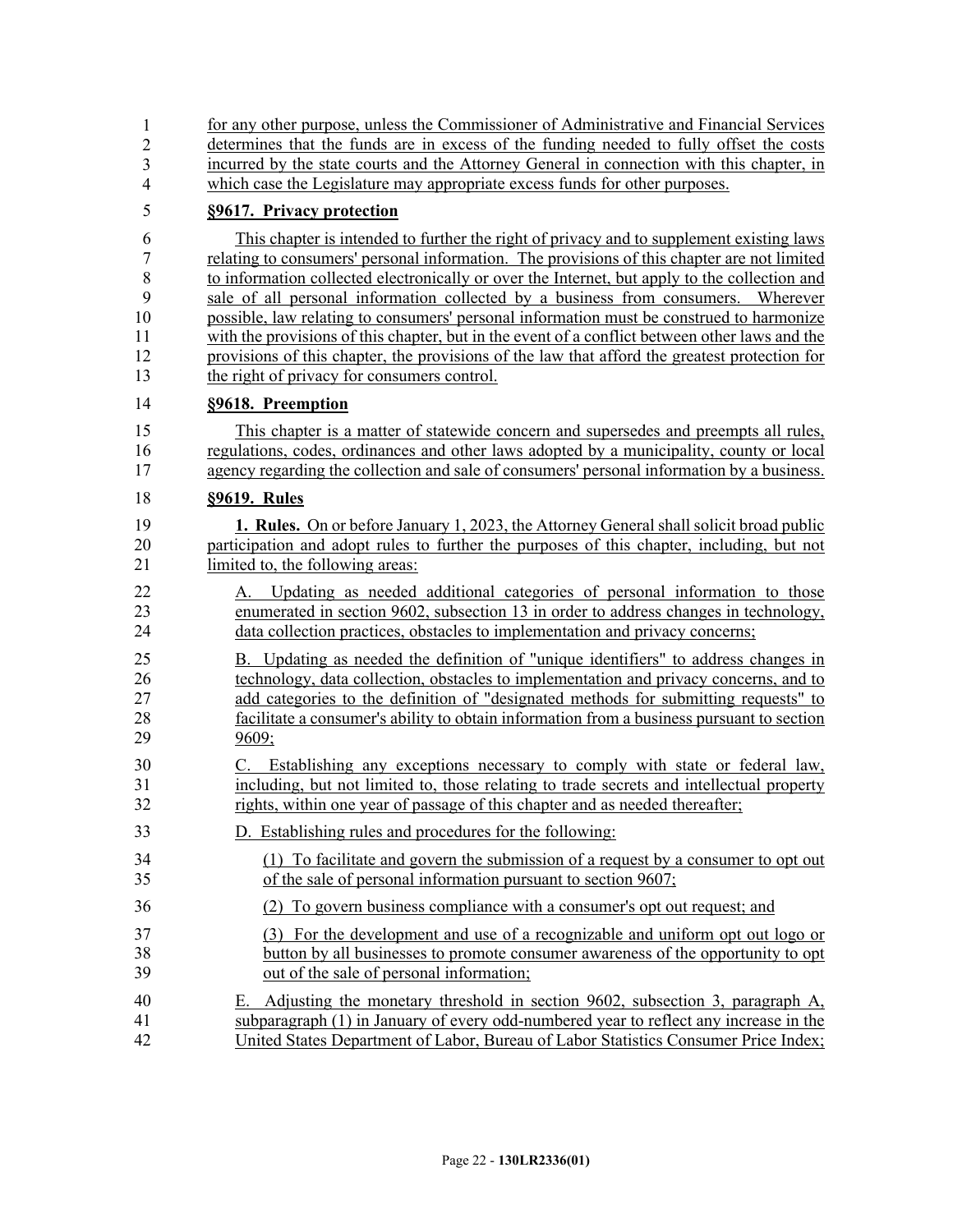for any other purpose, unless the Commissioner of Administrative and Financial Services determines that the funds are in excess of the funding needed to fully offset the costs incurred by the state courts and the Attorney General in connection with this chapter, in which case the Legislature may appropriate excess funds for other purposes.

**§9617. Privacy protection**

This chapter is intended to further the right of privacy and to supplement existing laws relating to consumers' personal information. The provisions of this chapter are not limited to information collected electronically or over the Internet, but apply to the collection and sale of all personal information collected by a business from consumers. Wherever possible, law relating to consumers' personal information must be construed to harmonize with the provisions of this chapter, but in the event of a conflict between other laws and the provisions of this chapter, the provisions of the law that afford the greatest protection for the right of privacy for consumers control.

**§9618. Preemption**

This chapter is a matter of statewide concern and supersedes and preempts all rules, regulations, codes, ordinances and other laws adopted by a municipality, county or local agency regarding the collection and sale of consumers' personal information by a business.

**§9619. Rules**

**1. Rules.** On or before January 1, 2023, the Attorney General shall solicit broad public participation and adopt rules to further the purposes of this chapter, including, but not limited to, the following areas:

A. Updating as needed additional categories of personal information to those enumerated in section 9602, subsection 13 in order to address changes in technology, data collection practices, obstacles to implementation and privacy concerns;

B. Updating as needed the definition of "unique identifiers" to address changes in technology, data collection, obstacles to implementation and privacy concerns, and to add categories to the definition of "designated methods for submitting requests" to facilitate a consumer's ability to obtain information from a business pursuant to section 9609;

C. Establishing any exceptions necessary to comply with state or federal law, including, but not limited to, those relating to trade secrets and intellectual property rights, within one year of passage of this chapter and as needed thereafter;

D. Establishing rules and procedures for the following:

(1) To facilitate and govern the submission of a request by a consumer to opt out of the sale of personal information pursuant to section 9607;

(2) To govern business compliance with a consumer's opt out request; and

(3) For the development and use of a recognizable and uniform opt out logo or button by all businesses to promote consumer awareness of the opportunity to opt out of the sale of personal information;

E. Adjusting the monetary threshold in section 9602, subsection 3, paragraph A, subparagraph (1) in January of every odd-numbered year to reflect any increase in the United States Department of Labor, Bureau of Labor Statistics Consumer Price Index;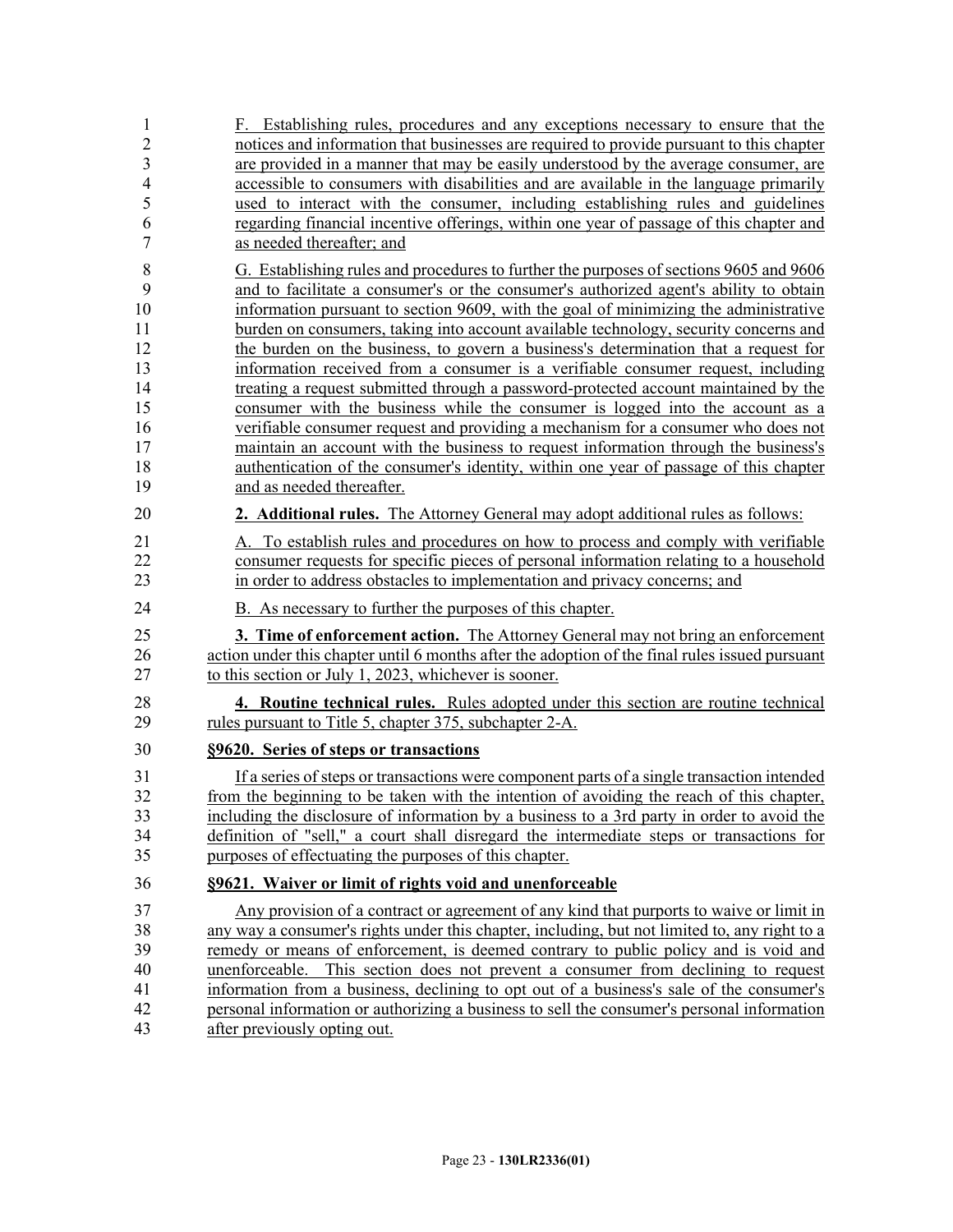F. Establishing rules, procedures and any exceptions necessary to ensure that the notices and information that businesses are required to provide pursuant to this chapter are provided in a manner that may be easily understood by the average consumer, are accessible to consumers with disabilities and are available in the language primarily used to interact with the consumer, including establishing rules and guidelines regarding financial incentive offerings, within one year of passage of this chapter and as needed thereafter; and

G. Establishing rules and procedures to further the purposes of sections 9605 and 9606 and to facilitate a consumer's or the consumer's authorized agent's ability to obtain information pursuant to section 9609, with the goal of minimizing the administrative burden on consumers, taking into account available technology, security concerns and the burden on the business, to govern a business's determination that a request for information received from a consumer is a verifiable consumer request, including treating a request submitted through a password-protected account maintained by the consumer with the business while the consumer is logged into the account as a verifiable consumer request and providing a mechanism for a consumer who does not maintain an account with the business to request information through the business's authentication of the consumer's identity, within one year of passage of this chapter and as needed thereafter.

**2. Additional rules.** The Attorney General may adopt additional rules as follows:

A. To establish rules and procedures on how to process and comply with verifiable consumer requests for specific pieces of personal information relating to a household in order to address obstacles to implementation and privacy concerns; and

B. As necessary to further the purposes of this chapter.

**3. Time of enforcement action.** The Attorney General may not bring an enforcement action under this chapter until 6 months after the adoption of the final rules issued pursuant to this section or July 1, 2023, whichever is sooner.

**4. Routine technical rules.** Rules adopted under this section are routine technical rules pursuant to Title 5, chapter 375, subchapter 2-A.

**§9620. Series of steps or transactions**

If a series of steps or transactions were component parts of a single transaction intended from the beginning to be taken with the intention of avoiding the reach of this chapter, including the disclosure of information by a business to a 3rd party in order to avoid the definition of "sell," a court shall disregard the intermediate steps or transactions for purposes of effectuating the purposes of this chapter.

**§9621. Waiver or limit of rights void and unenforceable**

Any provision of a contract or agreement of any kind that purports to waive or limit in any way a consumer's rights under this chapter, including, but not limited to, any right to a remedy or means of enforcement, is deemed contrary to public policy and is void and unenforceable. This section does not prevent a consumer from declining to request information from a business, declining to opt out of a business's sale of the consumer's personal information or authorizing a business to sell the consumer's personal information after previously opting out.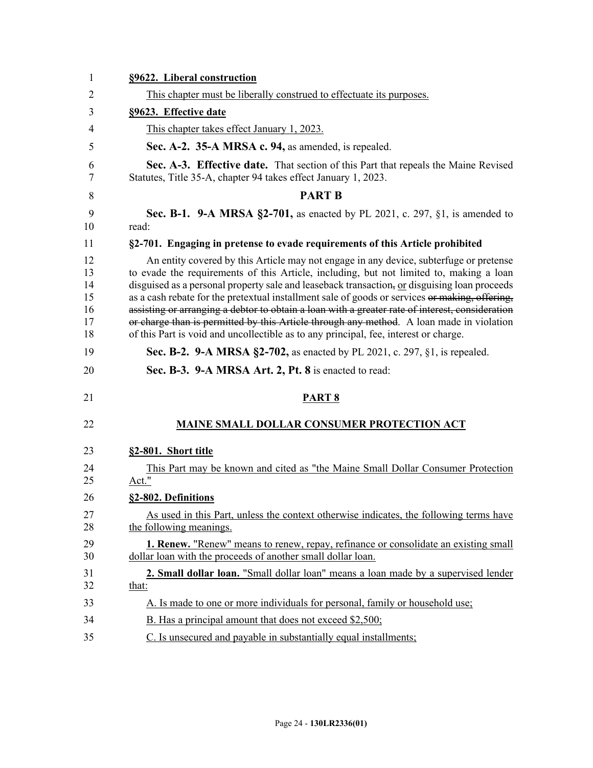**§9622. Liberal construction**

This chapter must be liberally construed to effectuate its purposes.

**§9623. Effective date**

This chapter takes effect January 1, 2023.

**Sec. A-2. 35-A MRSA c. 94,** as amended, is repealed.

**Sec. A-3. Effective date.** That section of this Part that repeals the Maine Revised Statutes, Title 35-A, chapter 94 takes effect January 1, 2023.

## PART B

**Sec. B-1. 9-A MRSA §2-701,** as enacted by PL 2021, c. 297, §1, is amended to read:

**§2-701. Engaging in pretense to evade requirements of this Article prohibited**

An entity covered by this Article may not engage in any device, subterfuge or pretense to evade the requirements of this Article, including, but not limited to, making a loan disguised as a personal property sale and leaseback transaction~~,~~ or disguising loan proceeds as a cash rebate for the pretextual installment sale of goods or services ~~or making, offering, assisting or arranging a debtor to obtain a loan with a greater rate of interest, consideration or charge than is permitted by this Article through any method~~. A loan made in violation of this Part is void and uncollectible as to any principal, fee, interest or charge.

**Sec. B-2. 9-A MRSA §2-702,** as enacted by PL 2021, c. 297, §1, is repealed.

**Sec. B-3. 9-A MRSA Art. 2, Pt. 8** is enacted to read:

## PART 8

## MAINE SMALL DOLLAR CONSUMER PROTECTION ACT

**§2-801. Short title**

This Part may be known and cited as "the Maine Small Dollar Consumer Protection Act."

**§2-802. Definitions**

As used in this Part, unless the context otherwise indicates, the following terms have the following meanings.

**1. Renew.** "Renew" means to renew, repay, refinance or consolidate an existing small dollar loan with the proceeds of another small dollar loan.

**2. Small dollar loan.** "Small dollar loan" means a loan made by a supervised lender that:

A. Is made to one or more individuals for personal, family or household use;

B. Has a principal amount that does not exceed $2,500;

C. Is unsecured and payable in substantially equal installments;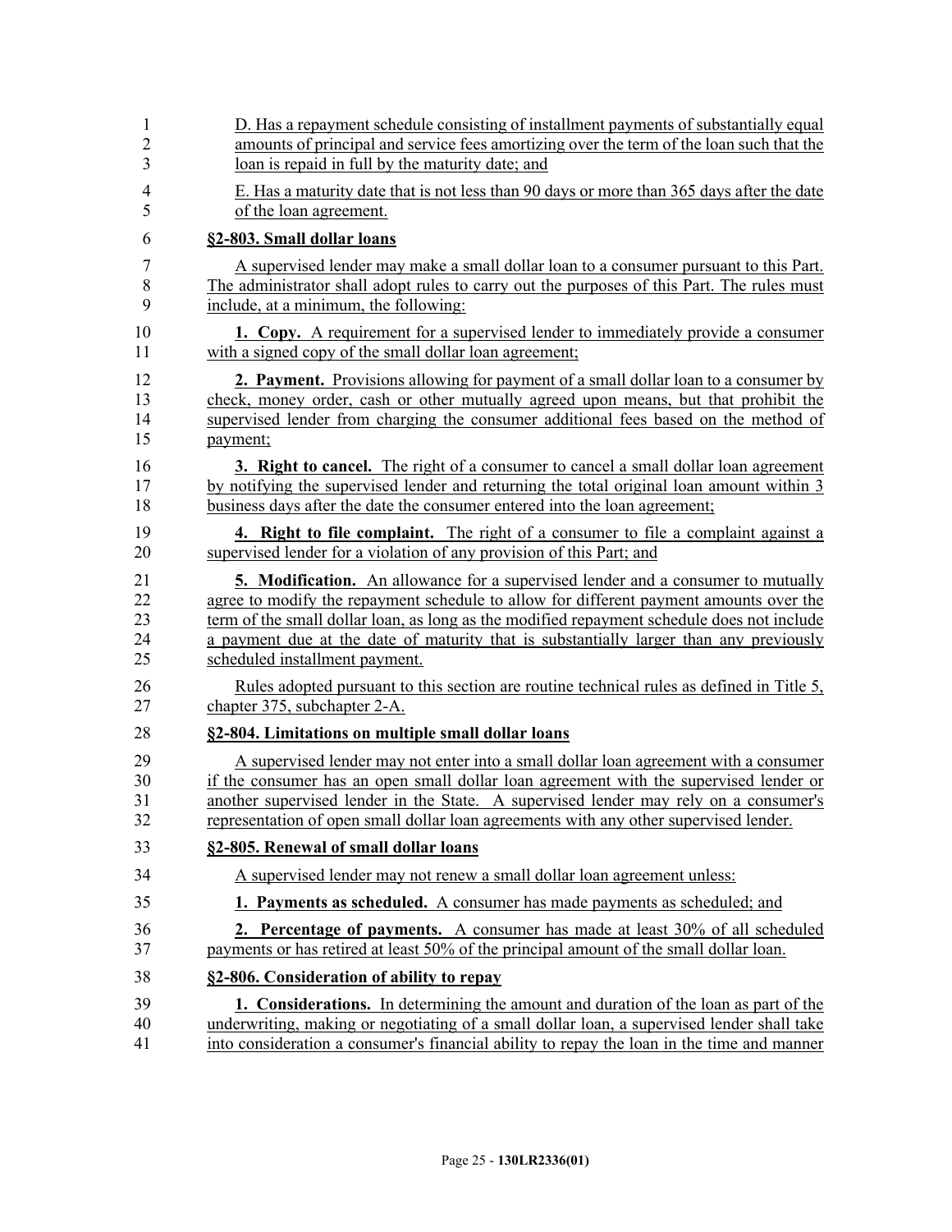D. Has a repayment schedule consisting of installment payments of substantially equal amounts of principal and service fees amortizing over the term of the loan such that the loan is repaid in full by the maturity date; and

E. Has a maturity date that is not less than 90 days or more than 365 days after the date of the loan agreement.

**§2-803. Small dollar loans**

A supervised lender may make a small dollar loan to a consumer pursuant to this Part. The administrator shall adopt rules to carry out the purposes of this Part. The rules must include, at a minimum, the following:

**1. Copy.** A requirement for a supervised lender to immediately provide a consumer with a signed copy of the small dollar loan agreement;

**2. Payment.** Provisions allowing for payment of a small dollar loan to a consumer by check, money order, cash or other mutually agreed upon means, but that prohibit the supervised lender from charging the consumer additional fees based on the method of payment;

**3. Right to cancel.** The right of a consumer to cancel a small dollar loan agreement by notifying the supervised lender and returning the total original loan amount within 3 business days after the date the consumer entered into the loan agreement;

**4. Right to file complaint.** The right of a consumer to file a complaint against a supervised lender for a violation of any provision of this Part; and

**5. Modification.** An allowance for a supervised lender and a consumer to mutually agree to modify the repayment schedule to allow for different payment amounts over the term of the small dollar loan, as long as the modified repayment schedule does not include a payment due at the date of maturity that is substantially larger than any previously scheduled installment payment.

Rules adopted pursuant to this section are routine technical rules as defined in Title 5, chapter 375, subchapter 2-A.

**§2-804. Limitations on multiple small dollar loans**

A supervised lender may not enter into a small dollar loan agreement with a consumer if the consumer has an open small dollar loan agreement with the supervised lender or another supervised lender in the State. A supervised lender may rely on a consumer's representation of open small dollar loan agreements with any other supervised lender.

**§2-805. Renewal of small dollar loans**

A supervised lender may not renew a small dollar loan agreement unless:

**1. Payments as scheduled.** A consumer has made payments as scheduled; and

**2. Percentage of payments.** A consumer has made at least 30% of all scheduled payments or has retired at least 50% of the principal amount of the small dollar loan.

**§2-806. Consideration of ability to repay**

**1. Considerations.** In determining the amount and duration of the loan as part of the underwriting, making or negotiating of a small dollar loan, a supervised lender shall take into consideration a consumer's financial ability to repay the loan in the time and manner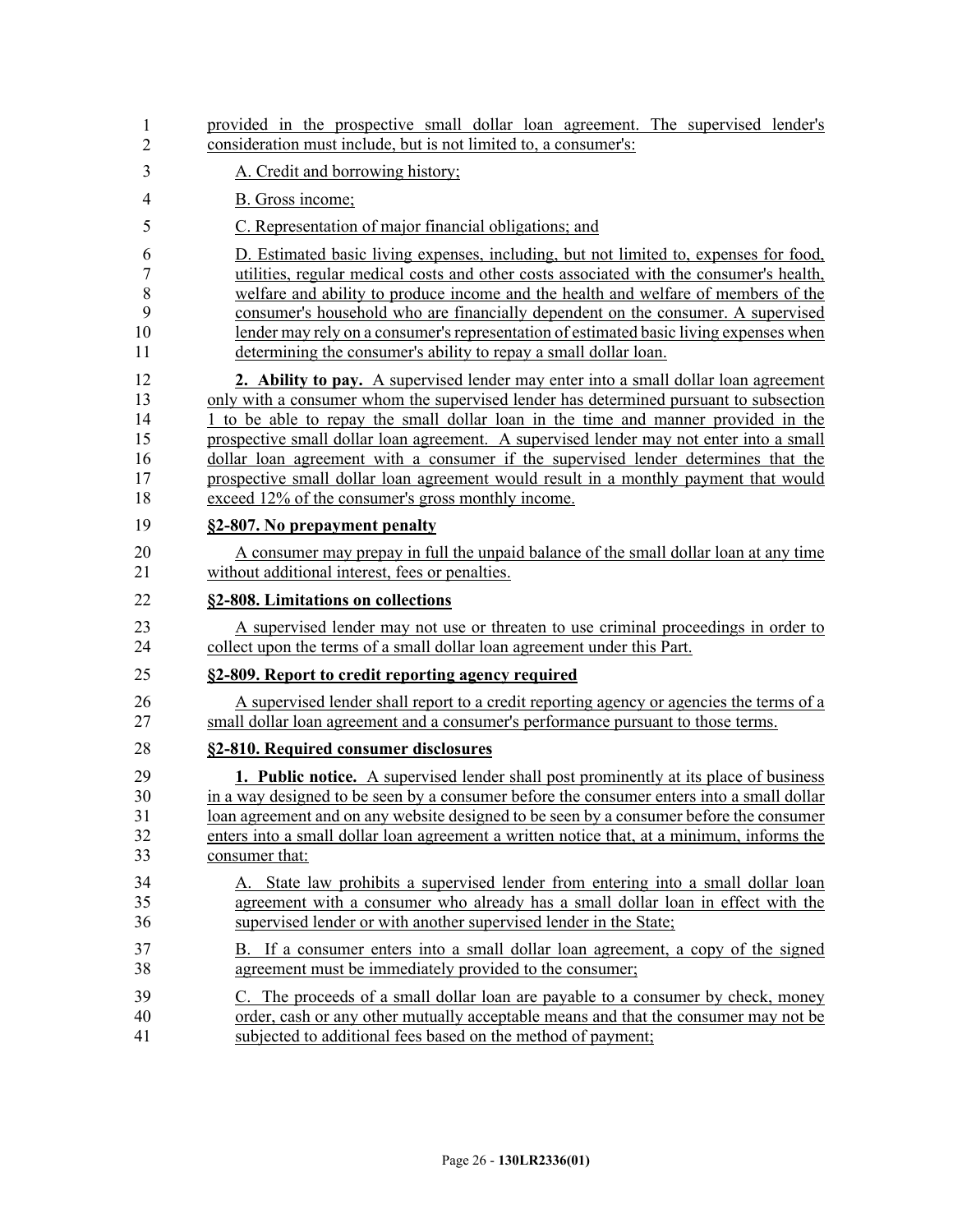provided in the prospective small dollar loan agreement. The supervised lender's consideration must include, but is not limited to, a consumer's:

A. Credit and borrowing history;

B. Gross income;

C. Representation of major financial obligations; and

D. Estimated basic living expenses, including, but not limited to, expenses for food, utilities, regular medical costs and other costs associated with the consumer's health, welfare and ability to produce income and the health and welfare of members of the consumer's household who are financially dependent on the consumer. A supervised lender may rely on a consumer's representation of estimated basic living expenses when determining the consumer's ability to repay a small dollar loan.

**2. Ability to pay.** A supervised lender may enter into a small dollar loan agreement only with a consumer whom the supervised lender has determined pursuant to subsection 1 to be able to repay the small dollar loan in the time and manner provided in the prospective small dollar loan agreement. A supervised lender may not enter into a small dollar loan agreement with a consumer if the supervised lender determines that the prospective small dollar loan agreement would result in a monthly payment that would exceed 12% of the consumer's gross monthly income.

**§2-807. No prepayment penalty**

A consumer may prepay in full the unpaid balance of the small dollar loan at any time without additional interest, fees or penalties.

**§2-808. Limitations on collections**

A supervised lender may not use or threaten to use criminal proceedings in order to collect upon the terms of a small dollar loan agreement under this Part.

**§2-809. Report to credit reporting agency required**

A supervised lender shall report to a credit reporting agency or agencies the terms of a small dollar loan agreement and a consumer's performance pursuant to those terms.

**§2-810. Required consumer disclosures**

**1. Public notice.** A supervised lender shall post prominently at its place of business in a way designed to be seen by a consumer before the consumer enters into a small dollar loan agreement and on any website designed to be seen by a consumer before the consumer enters into a small dollar loan agreement a written notice that, at a minimum, informs the consumer that:

A. State law prohibits a supervised lender from entering into a small dollar loan agreement with a consumer who already has a small dollar loan in effect with the supervised lender or with another supervised lender in the State;

B. If a consumer enters into a small dollar loan agreement, a copy of the signed agreement must be immediately provided to the consumer;

C. The proceeds of a small dollar loan are payable to a consumer by check, money order, cash or any other mutually acceptable means and that the consumer may not be subjected to additional fees based on the method of payment;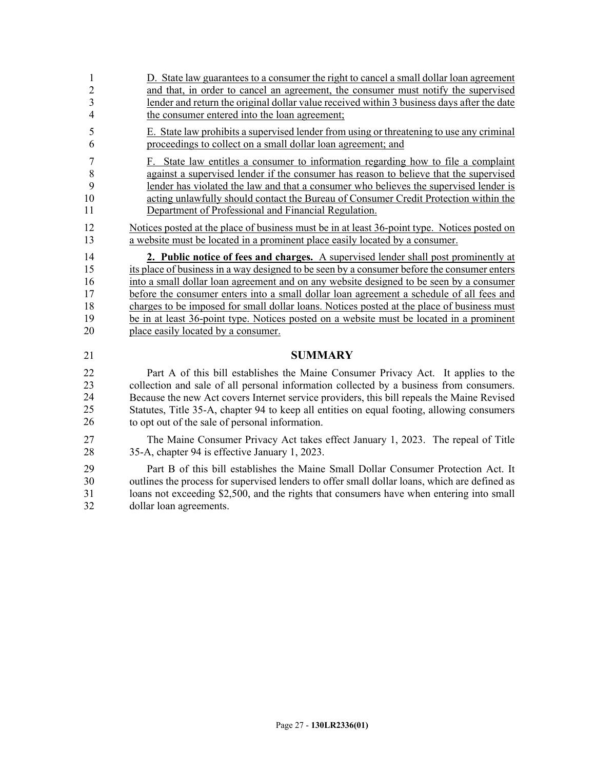D. State law guarantees to a consumer the right to cancel a small dollar loan agreement and that, in order to cancel an agreement, the consumer must notify the supervised lender and return the original dollar value received within 3 business days after the date the consumer entered into the loan agreement;

E. State law prohibits a supervised lender from using or threatening to use any criminal proceedings to collect on a small dollar loan agreement; and

F. State law entitles a consumer to information regarding how to file a complaint against a supervised lender if the consumer has reason to believe that the supervised lender has violated the law and that a consumer who believes the supervised lender is acting unlawfully should contact the Bureau of Consumer Credit Protection within the Department of Professional and Financial Regulation.

Notices posted at the place of business must be in at least 36-point type. Notices posted on a website must be located in a prominent place easily located by a consumer.

**2. Public notice of fees and charges.** A supervised lender shall post prominently at its place of business in a way designed to be seen by a consumer before the consumer enters into a small dollar loan agreement and on any website designed to be seen by a consumer before the consumer enters into a small dollar loan agreement a schedule of all fees and charges to be imposed for small dollar loans. Notices posted at the place of business must be in at least 36-point type. Notices posted on a website must be located in a prominent place easily located by a consumer.

## SUMMARY

Part A of this bill establishes the Maine Consumer Privacy Act. It applies to the collection and sale of all personal information collected by a business from consumers. Because the new Act covers Internet service providers, this bill repeals the Maine Revised Statutes, Title 35-A, chapter 94 to keep all entities on equal footing, allowing consumers to opt out of the sale of personal information.

The Maine Consumer Privacy Act takes effect January 1, 2023. The repeal of Title 35-A, chapter 94 is effective January 1, 2023.

Part B of this bill establishes the Maine Small Dollar Consumer Protection Act. It outlines the process for supervised lenders to offer small dollar loans, which are defined as loans not exceeding $2,500, and the rights that consumers have when entering into small dollar loan agreements.